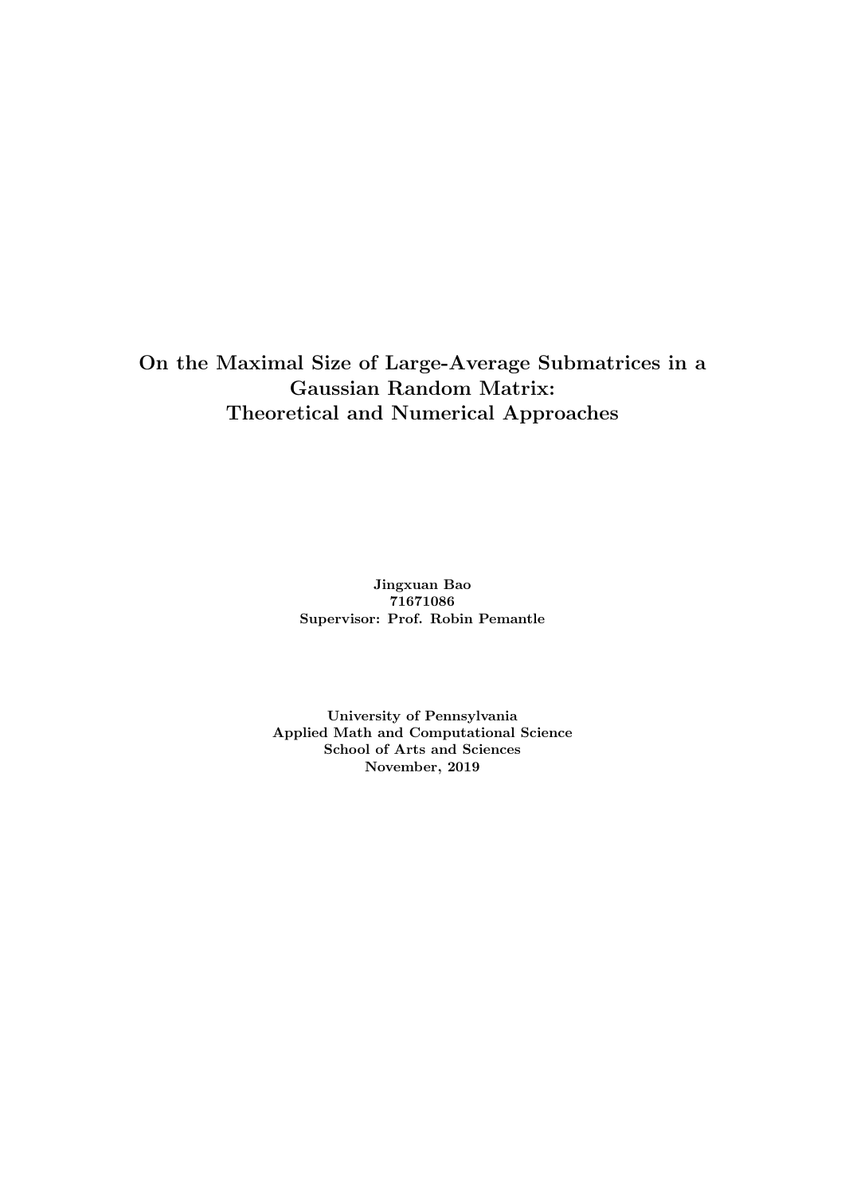# On the Maximal Size of Large-Average Submatrices in a Gaussian Random Matrix: Theoretical and Numerical Approaches

**Jingxuan Bao**
**71671086**
**Supervisor: Prof. Robin Pemantle**

**University of Pennsylvania**
**Applied Math and Computational Science**
**School of Arts and Sciences**
**November, 2019**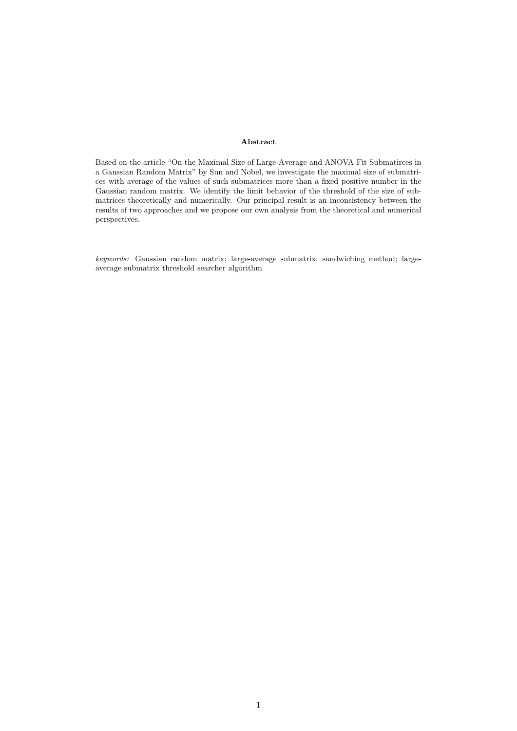**Abstract**

Based on the article "On the Maximal Size of Large-Average and ANOVA-Fit Submatirces in a Gaussian Random Matrix" by Sun and Nobel, we investigate the maximal size of submatrices with average of the values of such submatrices more than a fixed positive number in the Gaussian random matrix. We identify the limit behavior of the threshold of the size of submatrices theoretically and numerically. Our principal result is an inconsistency between the results of two approaches and we propose our own analysis from the theoretical and numerical perspectives.

*keywords:* Gaussian random matrix; large-average submatrix; sandwiching method; large-average submatrix threshold searcher algorithm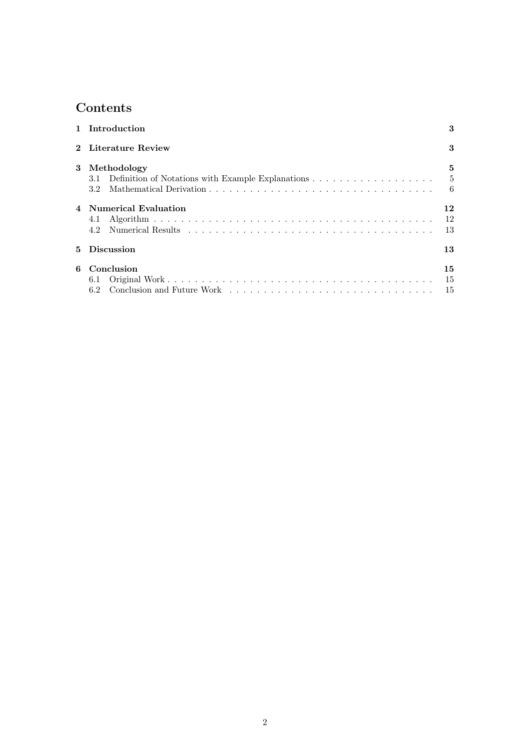# Contents

1 Introduction 3

2 Literature Review 3

3 Methodology 5
- 3.1 Definition of Notations with Example Explanations 5
- 3.2 Mathematical Derivation 6

4 Numerical Evaluation 12
- 4.1 Algorithm 12
- 4.2 Numerical Results 13

5 Discussion 13

6 Conclusion 15
- 6.1 Original Work 15
- 6.2 Conclusion and Future Work 15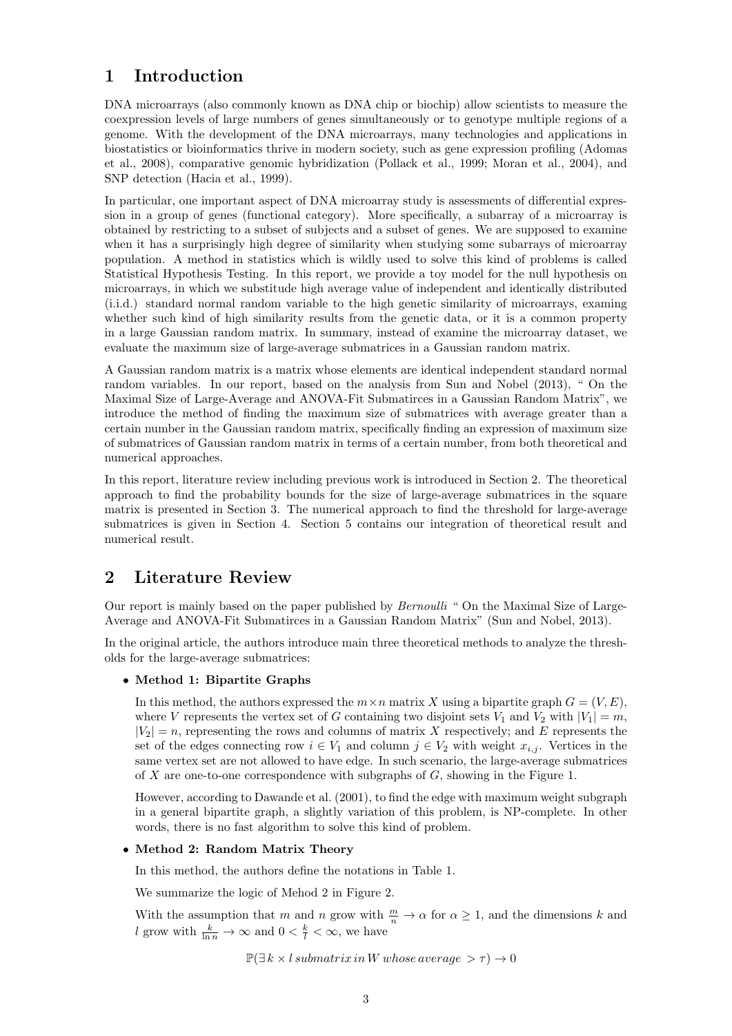# 1 Introduction

DNA microarrays (also commonly known as DNA chip or biochip) allow scientists to measure the coexpression levels of large numbers of genes simultaneously or to genotype multiple regions of a genome. With the development of the DNA microarrays, many technologies and applications in biostatistics or bioinformatics thrive in modern society, such as gene expression profiling (Adomas et al., 2008), comparative genomic hybridization (Pollack et al., 1999; Moran et al., 2004), and SNP detection (Hacia et al., 1999).

In particular, one important aspect of DNA microarray study is assessments of differential expression in a group of genes (functional category). More specifically, a subarray of a microarray is obtained by restricting to a subset of subjects and a subset of genes. We are supposed to examine when it has a surprisingly high degree of similarity when studying some subarrays of microarray population. A method in statistics which is wildly used to solve this kind of problems is called Statistical Hypothesis Testing. In this report, we provide a toy model for the null hypothesis on microarrays, in which we substitude high average value of independent and identically distributed (i.i.d.) standard normal random variable to the high genetic similarity of microarrays, examing whether such kind of high similarity results from the genetic data, or it is a common property in a large Gaussian random matrix. In summary, instead of examine the microarray dataset, we evaluate the maximum size of large-average submatrices in a Gaussian random matrix.

A Gaussian random matrix is a matrix whose elements are identical independent standard normal random variables. In our report, based on the analysis from Sun and Nobel (2013), " On the Maximal Size of Large-Average and ANOVA-Fit Submatirces in a Gaussian Random Matrix", we introduce the method of finding the maximum size of submatrices with average greater than a certain number in the Gaussian random matrix, specifically finding an expression of maximum size of submatrices of Gaussian random matrix in terms of a certain number, from both theoretical and numerical approaches.

In this report, literature review including previous work is introduced in Section 2. The theoretical approach to find the probability bounds for the size of large-average submatrices in the square matrix is presented in Section 3. The numerical approach to find the threshold for large-average submatrices is given in Section 4. Section 5 contains our integration of theoretical result and numerical result.

# 2 Literature Review

Our report is mainly based on the paper published by *Bernoulli* " On the Maximal Size of Large-Average and ANOVA-Fit Submatirces in a Gaussian Random Matrix" (Sun and Nobel, 2013).

In the original article, the authors introduce main three theoretical methods to analyze the thresholds for the large-average submatrices:

- **Method 1: Bipartite Graphs**

  In this method, the authors expressed the $m \times n$ matrix $X$ using a bipartite graph $G = (V, E)$, where $V$ represents the vertex set of $G$ containing two disjoint sets $V_1$ and $V_2$ with $|V_1| = m$, $|V_2| = n$, representing the rows and columns of matrix $X$ respectively; and $E$ represents the set of the edges connecting row $i \in V_1$ and column $j \in V_2$ with weight $x_{i,j}$. Vertices in the same vertex set are not allowed to have edge. In such scenario, the large-average submatrices of $X$ are one-to-one correspondence with subgraphs of $G$, showing in the Figure 1.

  However, according to Dawande et al. (2001), to find the edge with maximum weight subgraph in a general bipartite graph, a slightly variation of this problem, is NP-complete. In other words, there is no fast algorithm to solve this kind of problem.

- **Method 2: Random Matrix Theory**

  In this method, the authors define the notations in Table 1.

  We summarize the logic of Mehod 2 in Figure 2.

  With the assumption that $m$ and $n$ grow with $\frac{m}{n} \to \alpha$ for $\alpha \geq 1$, and the dimensions $k$ and $l$ grow with $\frac{k}{\ln n} \to \infty$ and $0 < \frac{k}{l} < \infty$, we have

$$\mathbb{P}(\exists\, k \times l\; submatrix\; in\; W\; whose\; average\; > \tau) \to 0$$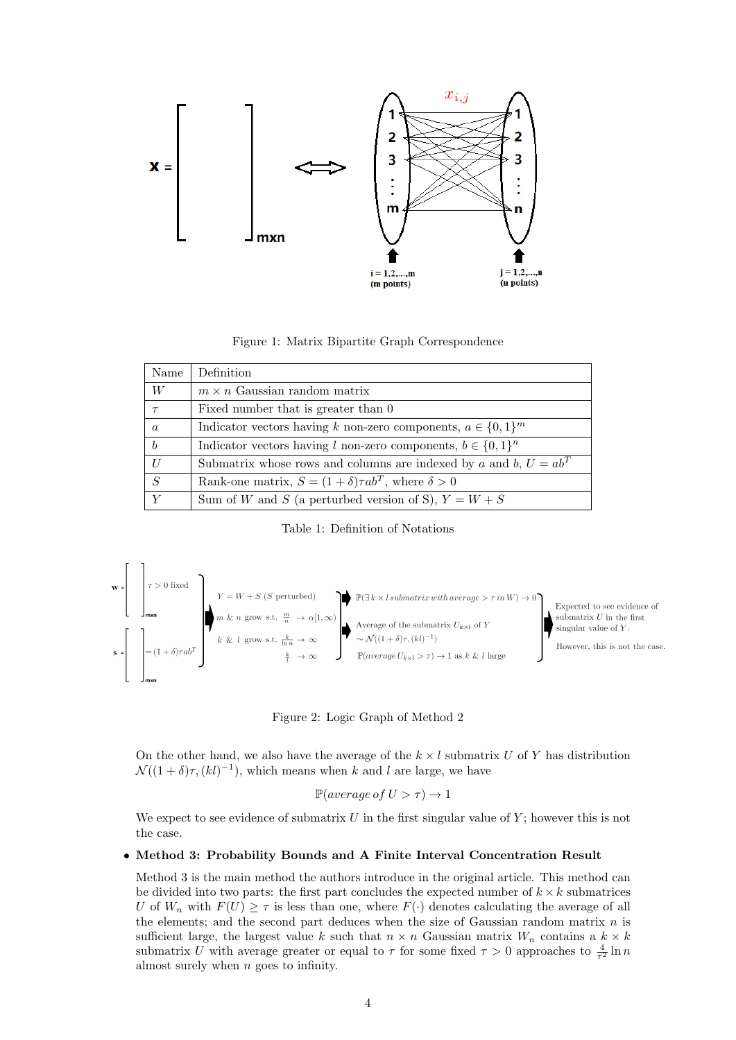Figure 1: Matrix Bipartite Graph Correspondence

| Name | Definition |
| --- | --- |
| $W$ | $m \times n$ Gaussian random matrix |
| $\tau$ | Fixed number that is greater than 0 |
| $a$ | Indicator vectors having $k$ non-zero components, $a \in \{0,1\}^m$ |
| $b$ | Indicator vectors having $l$ non-zero components, $b \in \{0,1\}^n$ |
| $U$ | Submatrix whose rows and columns are indexed by $a$ and $b$, $U = ab^T$ |
| $S$ | Rank-one matrix, $S = (1+\delta)\tau ab^T$, where $\delta > 0$ |
| $Y$ | Sum of $W$ and $S$ (a perturbed version of S), $Y = W + S$ |

Table 1: Definition of Notations

Figure 2: Logic Graph of Method 2

On the other hand, we also have the average of the $k \times l$ submatrix $U$ of $Y$ has distribution $\mathcal{N}((1+\delta)\tau, (kl)^{-1})$, which means when $k$ and $l$ are large, we have

$$\mathbb{P}(average\, of\, U > \tau) \to 1$$

We expect to see evidence of submatrix $U$ in the first singular value of $Y$; however this is not the case.

- **Method 3: Probability Bounds and A Finite Interval Concentration Result**

  Method 3 is the main method the authors introduce in the original article. This method can be divided into two parts: the first part concludes the expected number of $k \times k$ submatrices $U$ of $W_n$ with $F(U) \geq \tau$ is less than one, where $F(\cdot)$ denotes calculating the average of all the elements; and the second part deduces when the size of Gaussian random matrix $n$ is sufficient large, the largest value $k$ such that $n \times n$ Gaussian matrix $W_n$ contains a $k \times k$ submatrix $U$ with average greater or equal to $\tau$ for some fixed $\tau > 0$ approaches to $\frac{4}{\tau^2} \ln n$ almost surely when $n$ goes to infinity.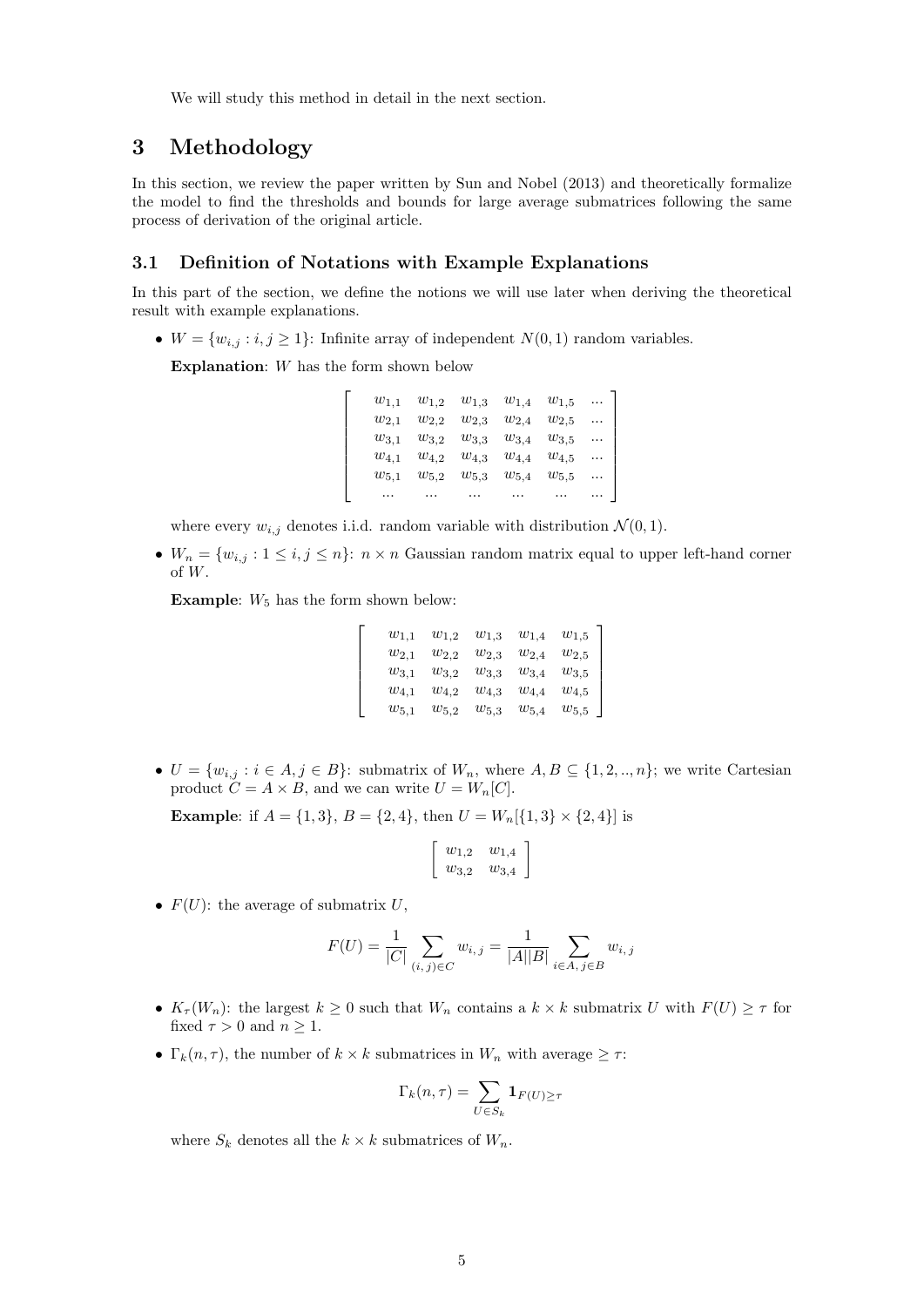We will study this method in detail in the next section.

# 3 Methodology

In this section, we review the paper written by Sun and Nobel (2013) and theoretically formalize the model to find the thresholds and bounds for large average submatrices following the same process of derivation of the original article.

## 3.1 Definition of Notations with Example Explanations

In this part of the section, we define the notions we will use later when deriving the theoretical result with example explanations.

- $W = \{w_{i,j} : i, j \geq 1\}$: Infinite array of independent $N(0, 1)$ random variables.

  **Explanation**: $W$ has the form shown below

$$
\begin{bmatrix}
w_{1,1} & w_{1,2} & w_{1,3} & w_{1,4} & w_{1,5} & \ldots \\
w_{2,1} & w_{2,2} & w_{2,3} & w_{2,4} & w_{2,5} & \ldots \\
w_{3,1} & w_{3,2} & w_{3,3} & w_{3,4} & w_{3,5} & \ldots \\
w_{4,1} & w_{4,2} & w_{4,3} & w_{4,4} & w_{4,5} & \ldots \\
w_{5,1} & w_{5,2} & w_{5,3} & w_{5,4} & w_{5,5} & \ldots \\
\ldots & \ldots & \ldots & \ldots & \ldots & \ldots
\end{bmatrix}
$$

  where every $w_{i,j}$ denotes i.i.d. random variable with distribution $\mathcal{N}(0, 1)$.

- $W_n = \{w_{i,j} : 1 \leq i, j \leq n\}$: $n \times n$ Gaussian random matrix equal to upper left-hand corner of $W$.

  **Example**: $W_5$ has the form shown below:

$$
\begin{bmatrix}
w_{1,1} & w_{1,2} & w_{1,3} & w_{1,4} & w_{1,5} \\
w_{2,1} & w_{2,2} & w_{2,3} & w_{2,4} & w_{2,5} \\
w_{3,1} & w_{3,2} & w_{3,3} & w_{3,4} & w_{3,5} \\
w_{4,1} & w_{4,2} & w_{4,3} & w_{4,4} & w_{4,5} \\
w_{5,1} & w_{5,2} & w_{5,3} & w_{5,4} & w_{5,5}
\end{bmatrix}
$$

- $U = \{w_{i,j} : i \in A, j \in B\}$: submatrix of $W_n$, where $A, B \subseteq \{1, 2, .., n\}$; we write Cartesian product $C = A \times B$, and we can write $U = W_n[C]$.

  **Example**: if $A = \{1, 3\}$, $B = \{2, 4\}$, then $U = W_n[\{1, 3\} \times \{2, 4\}]$ is

$$
\begin{bmatrix}
w_{1,2} & w_{1,4} \\
w_{3,2} & w_{3,4}
\end{bmatrix}
$$

- $F(U)$: the average of submatrix $U$,

$$
F(U) = \frac{1}{|C|} \sum_{(i,\, j) \in C} w_{i,\, j} = \frac{1}{|A||B|} \sum_{i \in A,\, j \in B} w_{i,\, j}
$$

- $K_\tau(W_n)$: the largest $k \geq 0$ such that $W_n$ contains a $k \times k$ submatrix $U$ with $F(U) \geq \tau$ for fixed $\tau > 0$ and $n \geq 1$.

- $\Gamma_k(n, \tau)$, the number of $k \times k$ submatrices in $W_n$ with average $\geq \tau$:

$$
\Gamma_k(n, \tau) = \sum_{U \in S_k} \mathbf{1}_{F(U) \geq \tau}
$$

  where $S_k$ denotes all the $k \times k$ submatrices of $W_n$.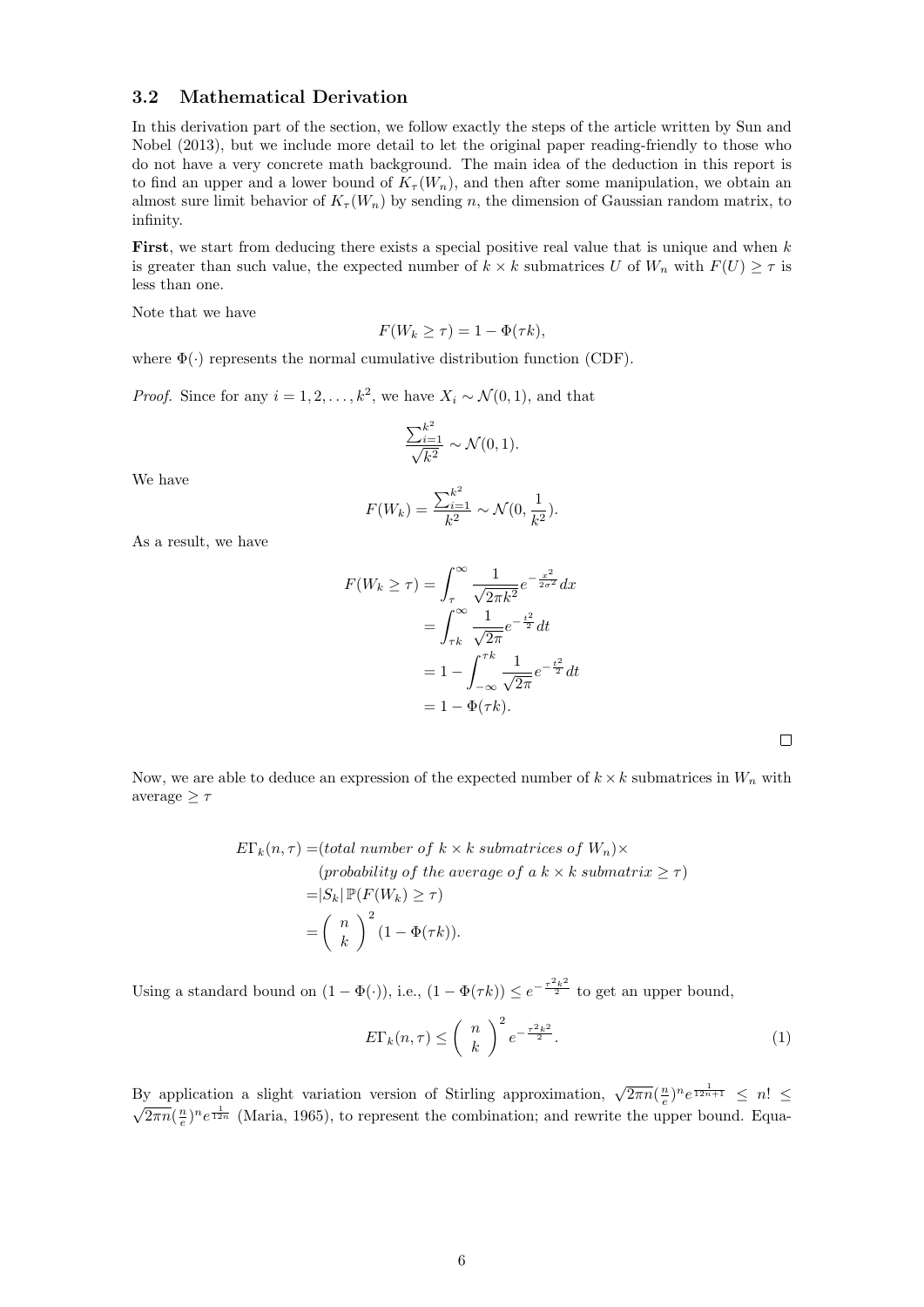### 3.2 Mathematical Derivation

In this derivation part of the section, we follow exactly the steps of the article written by Sun and Nobel (2013), but we include more detail to let the original paper reading-friendly to those who do not have a very concrete math background. The main idea of the deduction in this report is to find an upper and a lower bound of $K_\tau(W_n)$, and then after some manipulation, we obtain an almost sure limit behavior of $K_\tau(W_n)$ by sending $n$, the dimension of Gaussian random matrix, to infinity.

**First**, we start from deducing there exists a special positive real value that is unique and when $k$ is greater than such value, the expected number of $k \times k$ submatrices $U$ of $W_n$ with $F(U) \geq \tau$ is less than one.

Note that we have

$$F(W_k \geq \tau) = 1 - \Phi(\tau k),$$

where $\Phi(\cdot)$ represents the normal cumulative distribution function (CDF).

*Proof.* Since for any $i = 1, 2, \ldots, k^2$, we have $X_i \sim \mathcal{N}(0, 1)$, and that

$$\frac{\sum_{i=1}^{k^2}}{\sqrt{k^2}} \sim \mathcal{N}(0, 1).$$

We have

$$F(W_k) = \frac{\sum_{i=1}^{k^2}}{k^2} \sim \mathcal{N}(0, \frac{1}{k^2}).$$

As a result, we have

$$\begin{aligned}
F(W_k \geq \tau) &= \int_\tau^\infty \frac{1}{\sqrt{2\pi k^2}} e^{-\frac{x^2}{2\sigma^2}} dx \\
&= \int_{\tau k}^\infty \frac{1}{\sqrt{2\pi}} e^{-\frac{t^2}{2}} dt \\
&= 1 - \int_{-\infty}^{\tau k} \frac{1}{\sqrt{2\pi}} e^{-\frac{t^2}{2}} dt \\
&= 1 - \Phi(\tau k).
\end{aligned}$$

□

Now, we are able to deduce an expression of the expected number of $k \times k$ submatrices in $W_n$ with average $\geq \tau$

$$\begin{aligned}
E\Gamma_k(n, \tau) =& (\textit{total number of } k \times k \textit{ submatrices of } W_n) \times \\
& (\textit{probability of the average of a } k \times k \textit{ submatrix} \geq \tau) \\
=& |S_k| \, \mathbb{P}(F(W_k) \geq \tau) \\
=& \binom{n}{k}^2 (1 - \Phi(\tau k)).
\end{aligned}$$

Using a standard bound on $(1 - \Phi(\cdot))$, i.e., $(1 - \Phi(\tau k)) \leq e^{-\frac{\tau^2 k^2}{2}}$ to get an upper bound,

$$E\Gamma_k(n, \tau) \leq \binom{n}{k}^2 e^{-\frac{\tau^2 k^2}{2}}. \tag{1}$$

By application a slight variation version of Stirling approximation, $\sqrt{2\pi n}(\frac{n}{e})^n e^{\frac{1}{12n+1}} \leq n! \leq \sqrt{2\pi n}(\frac{n}{e})^n e^{\frac{1}{12n}}$ (Maria, 1965), to represent the combination; and rewrite the upper bound. Equa-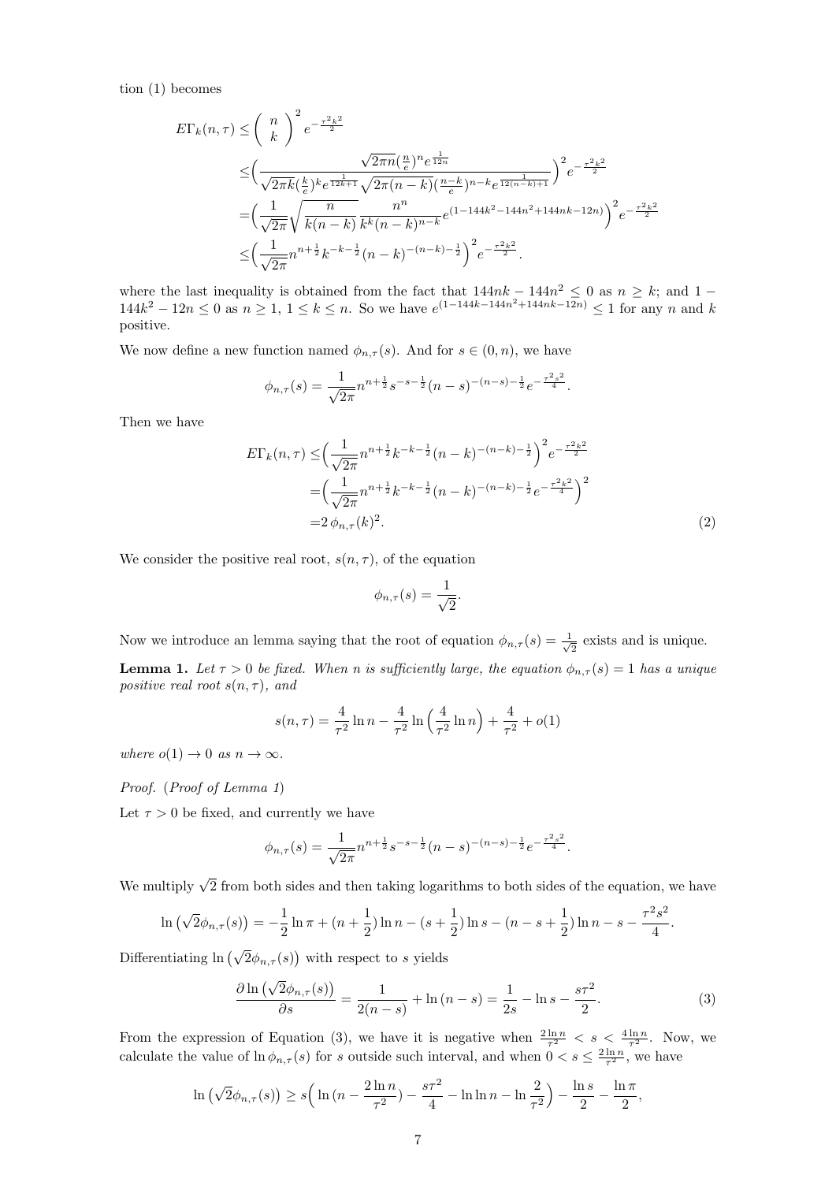tion (1) becomes

$$
\begin{aligned}
E\Gamma_k(n,\tau) \leq & \left( \begin{array}{c} n \\ k \end{array} \right)^2 e^{-\frac{\tau^2 k^2}{2}} \\
\leq & \Big( \frac{\sqrt{2\pi n}(\frac{n}{e})^n e^{\frac{1}{12n}}}{\sqrt{2\pi k}(\frac{k}{e})^k e^{\frac{1}{12k+1}} \sqrt{2\pi(n-k)}(\frac{n-k}{e})^{n-k} e^{\frac{1}{12(n-k)+1}}} \Big)^2 e^{-\frac{\tau^2 k^2}{2}} \\
= & \Big( \frac{1}{\sqrt{2\pi}} \sqrt{\frac{n}{k(n-k)}} \frac{n^n}{k^k (n-k)^{n-k}} e^{(1-144k^2-144n^2+144nk-12n)} \Big)^2 e^{-\frac{\tau^2 k^2}{2}} \\
\leq & \Big( \frac{1}{\sqrt{2\pi}} n^{n+\frac{1}{2}} k^{-k-\frac{1}{2}} (n-k)^{-(n-k)-\frac{1}{2}} \Big)^2 e^{-\frac{\tau^2 k^2}{2}}.
\end{aligned}
$$

where the last inequality is obtained from the fact that $144nk - 144n^2 \leq 0$ as $n \geq k$; and $1 - 144k^2 - 12n \leq 0$ as $n \geq 1$, $1 \leq k \leq n$. So we have $e^{(1-144k-144n^2+144nk-12n)} \leq 1$ for any $n$ and $k$ positive.

We now define a new function named $\phi_{n,\tau}(s)$. And for $s \in (0, n)$, we have

$$
\phi_{n,\tau}(s) = \frac{1}{\sqrt{2\pi}} n^{n+\frac{1}{2}} s^{-s-\frac{1}{2}} (n-s)^{-(n-s)-\frac{1}{2}} e^{-\frac{\tau^2 s^2}{4}}.
$$

Then we have

$$
\begin{aligned}
E\Gamma_k(n,\tau) \leq & \Big( \frac{1}{\sqrt{2\pi}} n^{n+\frac{1}{2}} k^{-k-\frac{1}{2}} (n-k)^{-(n-k)-\frac{1}{2}} \Big)^2 e^{-\frac{\tau^2 k^2}{2}} \\
= & \Big( \frac{1}{\sqrt{2\pi}} n^{n+\frac{1}{2}} k^{-k-\frac{1}{2}} (n-k)^{-(n-k)-\frac{1}{2}} e^{-\frac{\tau^2 k^2}{4}} \Big)^2 \\
= & 2\, \phi_{n,\tau}(k)^2.
\end{aligned} \tag{2}
$$

We consider the positive real root, $s(n,\tau)$, of the equation

$$
\phi_{n,\tau}(s) = \frac{1}{\sqrt{2}}.
$$

Now we introduce an lemma saying that the root of equation $\phi_{n,\tau}(s) = \frac{1}{\sqrt{2}}$ exists and is unique.

**Lemma 1.** *Let $\tau > 0$ be fixed. When $n$ is sufficiently large, the equation $\phi_{n,\tau}(s) = 1$ has a unique positive real root $s(n,\tau)$, and*

$$
s(n,\tau) = \frac{4}{\tau^2} \ln n - \frac{4}{\tau^2} \ln \Big( \frac{4}{\tau^2} \ln n \Big) + \frac{4}{\tau^2} + o(1)
$$

*where $o(1) \to 0$ as $n \to \infty$.*

*Proof.* (*Proof of Lemma 1*)

Let $\tau > 0$ be fixed, and currently we have

$$
\phi_{n,\tau}(s) = \frac{1}{\sqrt{2\pi}} n^{n+\frac{1}{2}} s^{-s-\frac{1}{2}} (n-s)^{-(n-s)-\frac{1}{2}} e^{-\frac{\tau^2 s^2}{4}}.
$$

We multiply $\sqrt{2}$ from both sides and then taking logarithms to both sides of the equation, we have

$$
\ln \big( \sqrt{2} \phi_{n,\tau}(s) \big) = -\frac{1}{2} \ln \pi + (n + \frac{1}{2}) \ln n - (s + \frac{1}{2}) \ln s - (n - s + \frac{1}{2}) \ln n - s - \frac{\tau^2 s^2}{4}.
$$

Differentiating $\ln \big( \sqrt{2} \phi_{n,\tau}(s) \big)$ with respect to $s$ yields

$$
\frac{\partial \ln \big( \sqrt{2} \phi_{n,\tau}(s) \big)}{\partial s} = \frac{1}{2(n-s)} + \ln (n-s) = \frac{1}{2s} - \ln s - \frac{s\tau^2}{2}. \tag{3}
$$

From the expression of Equation (3), we have it is negative when $\frac{2 \ln n}{\tau^2} < s < \frac{4 \ln n}{\tau^2}$. Now, we calculate the value of $\ln \phi_{n,\tau}(s)$ for $s$ outside such interval, and when $0 < s \leq \frac{2 \ln n}{\tau^2}$, we have

$$
\ln \big( \sqrt{2} \phi_{n,\tau}(s) \big) \geq s \Big( \ln (n - \frac{2 \ln n}{\tau^2}) - \frac{s\tau^2}{4} - \ln \ln n - \ln \frac{2}{\tau^2} \Big) - \frac{\ln s}{2} - \frac{\ln \pi}{2},
$$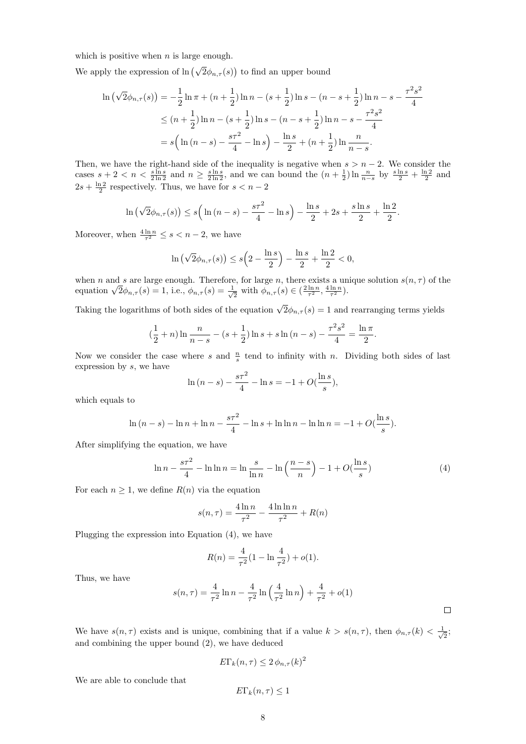which is positive when $n$ is large enough.

We apply the expression of $\ln\big(\sqrt{2}\phi_{n,\tau}(s)\big)$ to find an upper bound

$$
\begin{aligned}
\ln\big(\sqrt{2}\phi_{n,\tau}(s)\big) &= -\frac{1}{2}\ln\pi + (n+\frac{1}{2})\ln n - (s+\frac{1}{2})\ln s - (n-s+\frac{1}{2})\ln n - s - \frac{\tau^2 s^2}{4} \\
&\leq (n+\frac{1}{2})\ln n - (s+\frac{1}{2})\ln s - (n-s+\frac{1}{2})\ln n - s - \frac{\tau^2 s^2}{4} \\
&= s\Big(\ln(n-s) - \frac{s\tau^2}{4} - \ln s\Big) - \frac{\ln s}{2} + (n+\frac{1}{2})\ln\frac{n}{n-s}.
\end{aligned}
$$

Then, we have the right-hand side of the inequality is negative when $s > n-2$. We consider the cases $s+2 < n < \frac{s\ln s}{2\ln 2}$ and $n \geq \frac{s\ln s}{2\ln 2}$, and we can bound the $(n+\frac{1}{2})\ln\frac{n}{n-s}$ by $\frac{s\ln s}{2} + \frac{\ln 2}{2}$ and $2s + \frac{\ln 2}{2}$ respectively. Thus, we have for $s < n-2$

$$
\ln\big(\sqrt{2}\phi_{n,\tau}(s)\big) \leq s\Big(\ln(n-s) - \frac{s\tau^2}{4} - \ln s\Big) - \frac{\ln s}{2} + 2s + \frac{s\ln s}{2} + \frac{\ln 2}{2}.
$$

Moreover, when $\frac{4\ln n}{\tau^2} \leq s < n-2$, we have

$$
\ln\big(\sqrt{2}\phi_{n,\tau}(s)\big) \leq s\Big(2 - \frac{\ln s}{2}\Big) - \frac{\ln s}{2} + \frac{\ln 2}{2} < 0,
$$

when $n$ and $s$ are large enough. Therefore, for large $n$, there exists a unique solution $s(n,\tau)$ of the equation $\sqrt{2}\phi_{n,\tau}(s) = 1$, i.e., $\phi_{n,\tau}(s) = \frac{1}{\sqrt{2}}$ with $\phi_{n,\tau}(s) \in (\frac{2\ln n}{\tau^2}, \frac{4\ln n}{\tau^2})$.

Taking the logarithms of both sides of the equation $\sqrt{2}\phi_{n,\tau}(s) = 1$ and rearranging terms yields

$$
(\frac{1}{2}+n)\ln\frac{n}{n-s} - (s+\frac{1}{2})\ln s + s\ln(n-s) - \frac{\tau^2 s^2}{4} = \frac{\ln\pi}{2}.
$$

Now we consider the case where $s$ and $\frac{n}{s}$ tend to infinity with $n$. Dividing both sides of last expression by $s$, we have

$$
\ln(n-s) - \frac{s\tau^2}{4} - \ln s = -1 + O(\frac{\ln s}{s}),
$$

which equals to

$$
\ln(n-s) - \ln n + \ln n - \frac{s\tau^2}{4} - \ln s + \ln\ln n - \ln\ln n = -1 + O(\frac{\ln s}{s}).
$$

After simplifying the equation, we have

$$
\ln n - \frac{s\tau^2}{4} - \ln\ln n = \ln\frac{s}{\ln n} - \ln\Big(\frac{n-s}{n}\Big) - 1 + O(\frac{\ln s}{s}) \tag{4}
$$

For each $n \geq 1$, we define $R(n)$ via the equation

$$
s(n,\tau) = \frac{4\ln n}{\tau^2} - \frac{4\ln\ln n}{\tau^2} + R(n)
$$

Plugging the expression into Equation (4), we have

$$
R(n) = \frac{4}{\tau^2}(1 - \ln\frac{4}{\tau^2}) + o(1).
$$

Thus, we have

$$
s(n,\tau) = \frac{4}{\tau^2}\ln n - \frac{4}{\tau^2}\ln\Big(\frac{4}{\tau^2}\ln n\Big) + \frac{4}{\tau^2} + o(1)
$$

□

We have $s(n,\tau)$ exists and is unique, combining that if a value $k > s(n,\tau)$, then $\phi_{n,\tau}(k) < \frac{1}{\sqrt{2}}$; and combining the upper bound (2), we have deduced

$$
E\Gamma_k(n,\tau) \leq 2\,\phi_{n,\tau}(k)^2
$$

We are able to conclude that

$$
E\Gamma_k(n,\tau) \leq 1
$$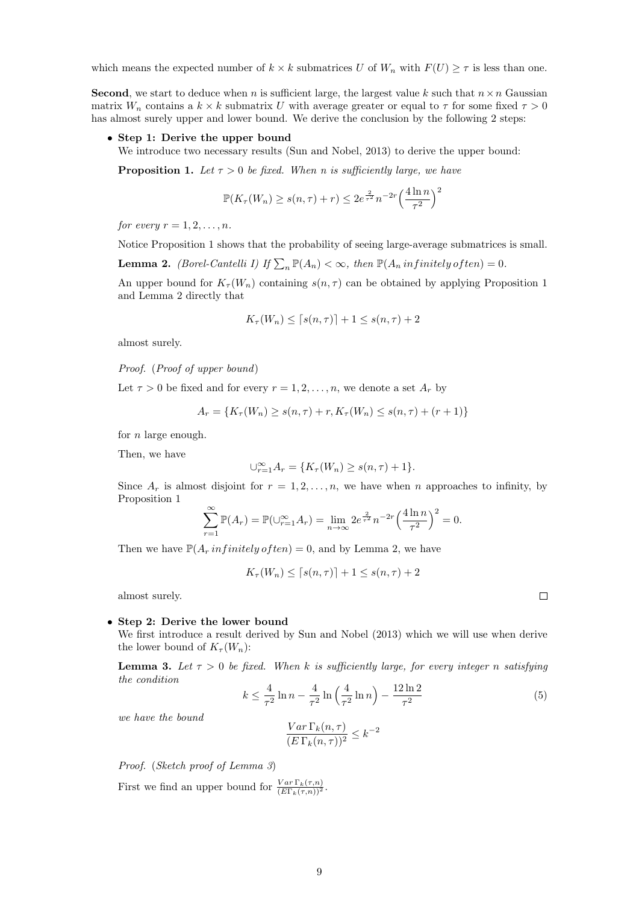which means the expected number of $k \times k$ submatrices $U$ of $W_n$ with $F(U) \geq \tau$ is less than one.

**Second**, we start to deduce when $n$ is sufficient large, the largest value $k$ such that $n \times n$ Gaussian matrix $W_n$ contains a $k \times k$ submatrix $U$ with average greater or equal to $\tau$ for some fixed $\tau > 0$ has almost surely upper and lower bound. We derive the conclusion by the following 2 steps:

- **Step 1: Derive the upper bound**

  We introduce two necessary results (Sun and Nobel, 2013) to derive the upper bound:

  **Proposition 1.** *Let $\tau > 0$ be fixed. When $n$ is sufficiently large, we have*

  $$\mathbb{P}(K_\tau(W_n) \geq s(n,\tau) + r) \leq 2e^{\frac{2}{\tau^2}} n^{-2r} \Big(\frac{4 \ln n}{\tau^2}\Big)^2$$

  *for every $r = 1, 2, \ldots, n$.*

  Notice Proposition 1 shows that the probability of seeing large-average submatrices is small.

  **Lemma 2.** *(Borel-Cantelli I) If $\sum_n \mathbb{P}(A_n) < \infty$, then $\mathbb{P}(A_n \, infinitely \, often) = 0$.*

  An upper bound for $K_\tau(W_n)$ containing $s(n,\tau)$ can be obtained by applying Proposition 1 and Lemma 2 directly that

  $$K_\tau(W_n) \leq \lceil s(n,\tau) \rceil + 1 \leq s(n,\tau) + 2$$

  almost surely.

  *Proof.* (*Proof of upper bound*)

  Let $\tau > 0$ be fixed and for every $r = 1, 2, \ldots, n$, we denote a set $A_r$ by

  $$A_r = \{K_\tau(W_n) \geq s(n,\tau) + r, K_\tau(W_n) \leq s(n,\tau) + (r+1)\}$$

  for $n$ large enough.

  Then, we have

  $$\cup_{r=1}^{\infty} A_r = \{K_\tau(W_n) \geq s(n,\tau) + 1\}.$$

  Since $A_r$ is almost disjoint for $r = 1, 2, \ldots, n$, we have when $n$ approaches to infinity, by Proposition 1

  $$\sum_{r=1}^{\infty} \mathbb{P}(A_r) = \mathbb{P}(\cup_{r=1}^{\infty} A_r) = \lim_{n \to \infty} 2e^{\frac{2}{\tau^2}} n^{-2r} \Big(\frac{4 \ln n}{\tau^2}\Big)^2 = 0.$$

  Then we have $\mathbb{P}(A_r \, infinitely \, often) = 0$, and by Lemma 2, we have

  $$K_\tau(W_n) \leq \lceil s(n,\tau) \rceil + 1 \leq s(n,\tau) + 2$$

  almost surely. □

- **Step 2: Derive the lower bound**

  We first introduce a result derived by Sun and Nobel (2013) which we will use when derive the lower bound of $K_\tau(W_n)$:

  **Lemma 3.** *Let $\tau > 0$ be fixed. When $k$ is sufficiently large, for every integer $n$ satisfying the condition*

  $$k \leq \frac{4}{\tau^2} \ln n - \frac{4}{\tau^2} \ln\Big(\frac{4}{\tau^2} \ln n\Big) - \frac{12 \ln 2}{\tau^2} \tag{5}$$

  *we have the bound*

  $$\frac{Var \, \Gamma_k(n,\tau)}{(E \, \Gamma_k(n,\tau))^2} \leq k^{-2}$$

  *Proof.* (*Sketch proof of Lemma 3*)

  First we find an upper bound for $\frac{Var \, \Gamma_k(\tau,n)}{(E \Gamma_k(\tau,n))^2}$.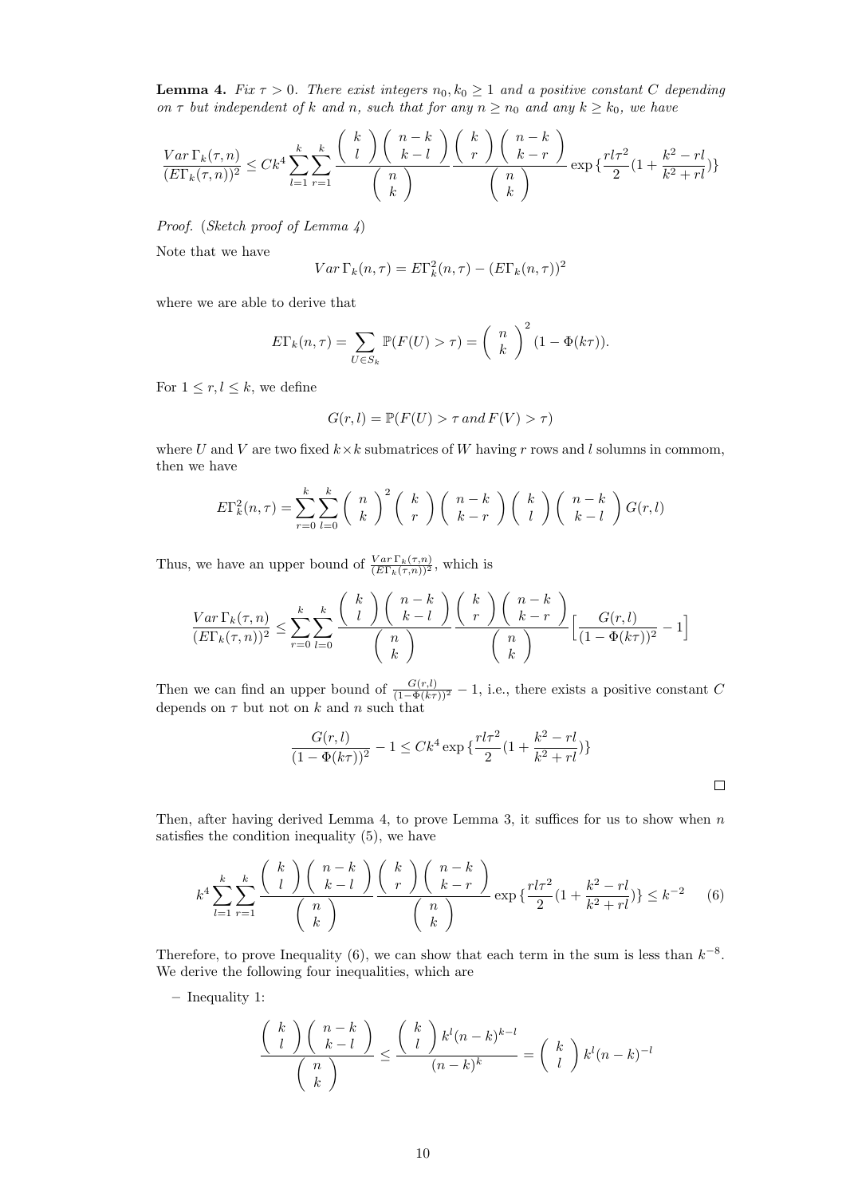**Lemma 4.** *Fix $\tau > 0$. There exist integers $n_0, k_0 \geq 1$ and a positive constant $C$ depending on $\tau$ but independent of $k$ and $n$, such that for any $n \geq n_0$ and any $k \geq k_0$, we have*

$$\frac{Var\,\Gamma_k(\tau, n)}{(E\Gamma_k(\tau, n))^2} \leq Ck^4 \sum_{l=1}^{k}\sum_{r=1}^{k} \frac{\binom{k}{l}\binom{n-k}{k-l}}{\binom{n}{k}} \frac{\binom{k}{r}\binom{n-k}{k-r}}{\binom{n}{k}} \exp\{\frac{rl\tau^2}{2}(1+\frac{k^2-rl}{k^2+rl})\}$$

*Proof.* (*Sketch proof of Lemma 4*)

Note that we have

$$Var\,\Gamma_k(n,\tau) = E\Gamma_k^2(n,\tau) - (E\Gamma_k(n,\tau))^2$$

where we are able to derive that

$$E\Gamma_k(n,\tau) = \sum_{U \in S_k} \mathbb{P}(F(U) > \tau) = \binom{n}{k}^2 (1 - \Phi(k\tau)).$$

For $1 \leq r, l \leq k$, we define

$$G(r,l) = \mathbb{P}(F(U) > \tau \, and \, F(V) > \tau)$$

where $U$ and $V$ are two fixed $k \times k$ submatrices of $W$ having $r$ rows and $l$ solumns in commom, then we have

$$E\Gamma_k^2(n,\tau) = \sum_{r=0}^{k}\sum_{l=0}^{k} \binom{n}{k}^2 \binom{k}{r}\binom{n-k}{k-r}\binom{k}{l}\binom{n-k}{k-l} G(r,l)$$

Thus, we have an upper bound of $\frac{Var\,\Gamma_k(\tau,n)}{(E\Gamma_k(\tau,n))^2}$, which is

$$\frac{Var\,\Gamma_k(\tau, n)}{(E\Gamma_k(\tau, n))^2} \leq \sum_{r=0}^{k}\sum_{l=0}^{k} \frac{\binom{k}{l}\binom{n-k}{k-l}}{\binom{n}{k}} \frac{\binom{k}{r}\binom{n-k}{k-r}}{\binom{n}{k}} \Big[\frac{G(r,l)}{(1-\Phi(k\tau))^2} - 1\Big]$$

Then we can find an upper bound of $\frac{G(r,l)}{(1-\Phi(k\tau))^2} - 1$, i.e., there exists a positive constant $C$ depends on $\tau$ but not on $k$ and $n$ such that

$$\frac{G(r,l)}{(1-\Phi(k\tau))^2} - 1 \leq Ck^4 \exp\{\frac{rl\tau^2}{2}(1+\frac{k^2-rl}{k^2+rl})\}$$

□

Then, after having derived Lemma 4, to prove Lemma 3, it suffices for us to show when $n$ satisfies the condition inequality (5), we have

$$k^4 \sum_{l=1}^{k}\sum_{r=1}^{k} \frac{\binom{k}{l}\binom{n-k}{k-l}}{\binom{n}{k}} \frac{\binom{k}{r}\binom{n-k}{k-r}}{\binom{n}{k}} \exp\{\frac{rl\tau^2}{2}(1+\frac{k^2-rl}{k^2+rl})\} \leq k^{-2} \qquad (6)$$

Therefore, to prove Inequality (6), we can show that each term in the sum is less than $k^{-8}$. We derive the following four inequalities, which are

– Inequality 1:

$$\frac{\binom{k}{l}\binom{n-k}{k-l}}{\binom{n}{k}} \leq \frac{\binom{k}{l} k^l (n-k)^{k-l}}{(n-k)^k} = \binom{k}{l} k^l (n-k)^{-l}$$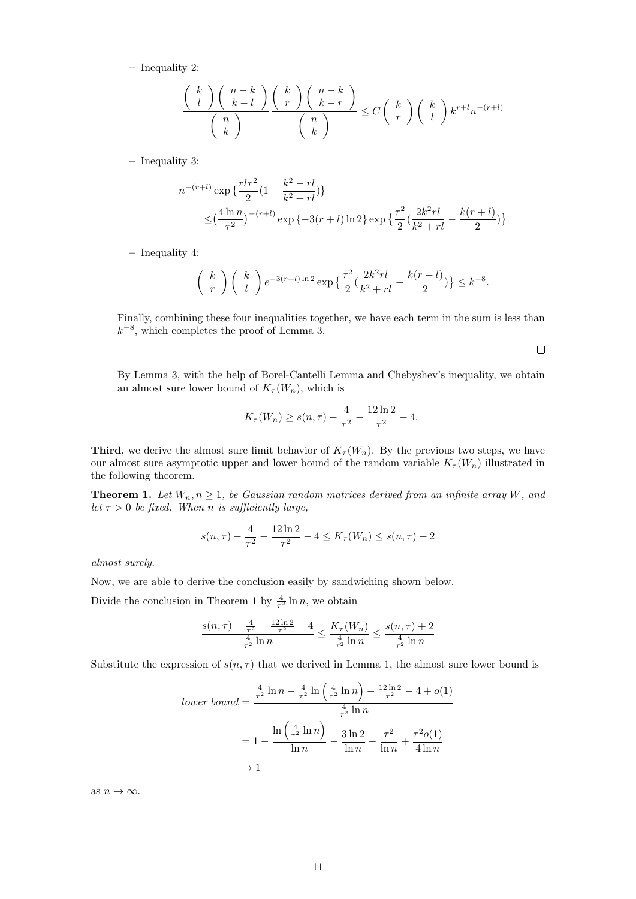– Inequality 2:

$$\frac{\binom{k}{l}\binom{n-k}{k-l}}{\binom{n}{k}}\frac{\binom{k}{r}\binom{n-k}{k-r}}{\binom{n}{k}} \leq C\binom{k}{r}\binom{k}{l}k^{r+l}n^{-(r+l)}$$

– Inequality 3:

$$\begin{aligned}
&n^{-(r+l)}\exp\{\frac{rl\tau^2}{2}(1+\frac{k^2-rl}{k^2+rl})\}\\
&\leq\big(\frac{4\ln n}{\tau^2}\big)^{-(r+l)}\exp\{-3(r+l)\ln 2\}\exp\big\{\frac{\tau^2}{2}(\frac{2k^2rl}{k^2+rl}-\frac{k(r+l)}{2})\big\}
\end{aligned}$$

– Inequality 4:

$$\binom{k}{r}\binom{k}{l}e^{-3(r+l)\ln 2}\exp\big\{\frac{\tau^2}{2}(\frac{2k^2rl}{k^2+rl}-\frac{k(r+l)}{2})\big\} \leq k^{-8}.$$

Finally, combining these four inequalities together, we have each term in the sum is less than $k^{-8}$, which completes the proof of Lemma 3.

□

By Lemma 3, with the help of Borel-Cantelli Lemma and Chebyshev's inequality, we obtain an almost sure lower bound of $K_\tau(W_n)$, which is

$$K_\tau(W_n) \geq s(n,\tau) - \frac{4}{\tau^2} - \frac{12\ln 2}{\tau^2} - 4.$$

**Third**, we derive the almost sure limit behavior of $K_\tau(W_n)$. By the previous two steps, we have our almost sure asymptotic upper and lower bound of the random variable $K_\tau(W_n)$ illustrated in the following theorem.

**Theorem 1.** *Let $W_n, n \geq 1$, be Gaussian random matrices derived from an infinite array $W$, and let $\tau > 0$ be fixed. When $n$ is sufficiently large,*

$$s(n,\tau) - \frac{4}{\tau^2} - \frac{12\ln 2}{\tau^2} - 4 \leq K_\tau(W_n) \leq s(n,\tau) + 2$$

*almost surely.*

Now, we are able to derive the conclusion easily by sandwiching shown below.

Divide the conclusion in Theorem 1 by $\frac{4}{\tau^2}\ln n$, we obtain

$$\frac{s(n,\tau) - \frac{4}{\tau^2} - \frac{12\ln 2}{\tau^2} - 4}{\frac{4}{\tau^2}\ln n} \leq \frac{K_\tau(W_n)}{\frac{4}{\tau^2}\ln n} \leq \frac{s(n,\tau)+2}{\frac{4}{\tau^2}\ln n}$$

Substitute the expression of $s(n,\tau)$ that we derived in Lemma 1, the almost sure lower bound is

$$\begin{aligned}
\textit{lower bound} &= \frac{\frac{4}{\tau^2}\ln n - \frac{4}{\tau^2}\ln\left(\frac{4}{\tau^2}\ln n\right) - \frac{12\ln 2}{\tau^2} - 4 + o(1)}{\frac{4}{\tau^2}\ln n}\\
&= 1 - \frac{\ln\left(\frac{4}{\tau^2}\ln n\right)}{\ln n} - \frac{3\ln 2}{\ln n} - \frac{\tau^2}{\ln n} + \frac{\tau^2 o(1)}{4\ln n}\\
&\to 1
\end{aligned}$$

as $n \to \infty$.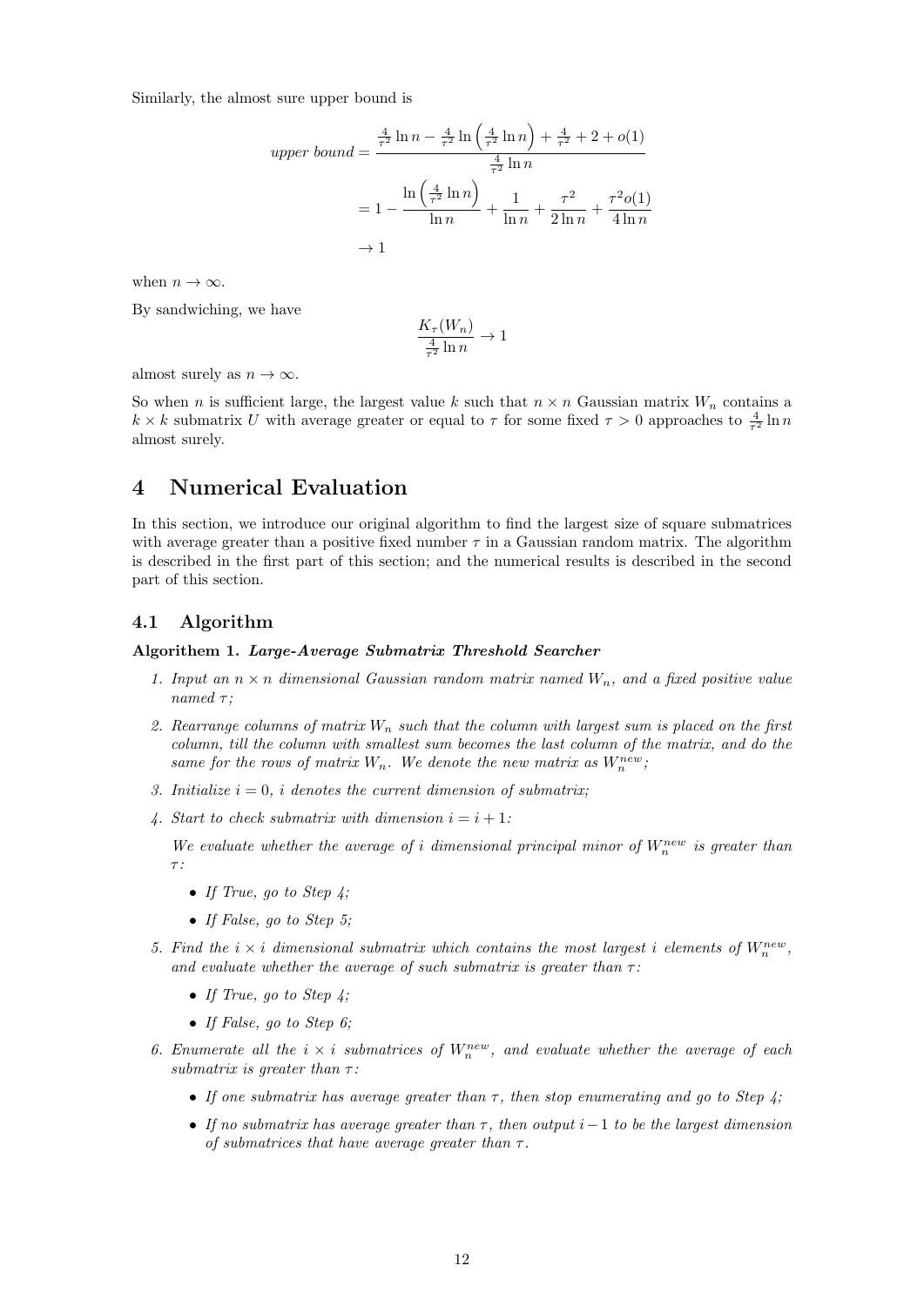Similarly, the almost sure upper bound is

$$
\begin{aligned}
\textit{upper bound} &= \frac{\frac{4}{\tau^2}\ln n - \frac{4}{\tau^2}\ln\left(\frac{4}{\tau^2}\ln n\right) + \frac{4}{\tau^2} + 2 + o(1)}{\frac{4}{\tau^2}\ln n} \\
&= 1 - \frac{\ln\left(\frac{4}{\tau^2}\ln n\right)}{\ln n} + \frac{1}{\ln n} + \frac{\tau^2}{2\ln n} + \frac{\tau^2 o(1)}{4\ln n} \\
&\to 1
\end{aligned}
$$

when $n \to \infty$.

By sandwiching, we have

$$
\frac{K_\tau(W_n)}{\frac{4}{\tau^2}\ln n} \to 1
$$

almost surely as $n \to \infty$.

So when $n$ is sufficient large, the largest value $k$ such that $n \times n$ Gaussian matrix $W_n$ contains a $k \times k$ submatrix $U$ with average greater or equal to $\tau$ for some fixed $\tau > 0$ approaches to $\frac{4}{\tau^2}\ln n$ almost surely.

# 4 Numerical Evaluation

In this section, we introduce our original algorithm to find the largest size of square submatrices with average greater than a positive fixed number $\tau$ in a Gaussian random matrix. The algorithm is described in the first part of this section; and the numerical results is described in the second part of this section.

## 4.1 Algorithm

**Algorithem 1.** ***Large-Average Submatrix Threshold Searcher***

1. *Input an $n \times n$ dimensional Gaussian random matrix named $W_n$, and a fixed positive value named $\tau$;*
2. *Rearrange columns of matrix $W_n$ such that the column with largest sum is placed on the first column, till the column with smallest sum becomes the last column of the matrix, and do the same for the rows of matrix $W_n$. We denote the new matrix as $W_n^{new}$;*
3. *Initialize $i = 0$, $i$ denotes the current dimension of submatrix;*
4. *Start to check submatrix with dimension $i = i + 1$:*

   *We evaluate whether the average of $i$ dimensional principal minor of $W_n^{new}$ is greater than $\tau$:*

   - *If True, go to Step 4;*
   - *If False, go to Step 5;*
5. *Find the $i \times i$ dimensional submatrix which contains the most largest $i$ elements of $W_n^{new}$, and evaluate whether the average of such submatrix is greater than $\tau$:*
   - *If True, go to Step 4;*
   - *If False, go to Step 6;*
6. *Enumerate all the $i \times i$ submatrices of $W_n^{new}$, and evaluate whether the average of each submatrix is greater than $\tau$:*
   - *If one submatrix has average greater than $\tau$, then stop enumerating and go to Step 4;*
   - *If no submatrix has average greater than $\tau$, then output $i - 1$ to be the largest dimension of submatrices that have average greater than $\tau$.*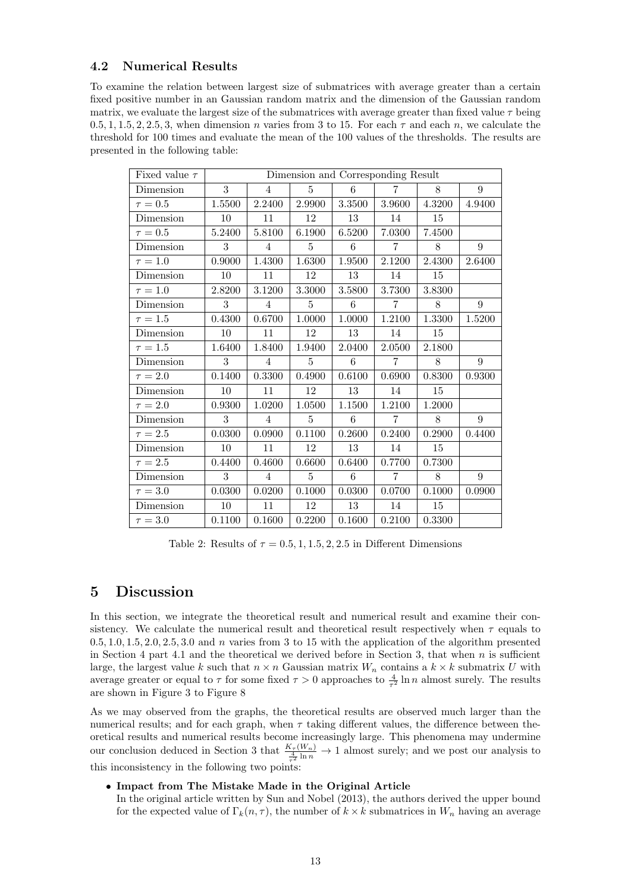### 4.2 Numerical Results

To examine the relation between largest size of submatrices with average greater than a certain fixed positive number in an Gaussian random matrix and the dimension of the Gaussian random matrix, we evaluate the largest size of the submatrices with average greater than fixed value $\tau$ being $0.5, 1, 1.5, 2, 2.5, 3$, when dimension $n$ varies from 3 to 15. For each $\tau$ and each $n$, we calculate the threshold for 100 times and evaluate the mean of the 100 values of the thresholds. The results are presented in the following table:

| Fixed value $\tau$ | Dimension and Corresponding Result | | | | | | |
|---|---|---|---|---|---|---|---|
| Dimension | 3 | 4 | 5 | 6 | 7 | 8 | 9 |
| $\tau = 0.5$ | 1.5500 | 2.2400 | 2.9900 | 3.3500 | 3.9600 | 4.3200 | 4.9400 |
| Dimension | 10 | 11 | 12 | 13 | 14 | 15 | |
| $\tau = 0.5$ | 5.2400 | 5.8100 | 6.1900 | 6.5200 | 7.0300 | 7.4500 | |
| Dimension | 3 | 4 | 5 | 6 | 7 | 8 | 9 |
| $\tau = 1.0$ | 0.9000 | 1.4300 | 1.6300 | 1.9500 | 2.1200 | 2.4300 | 2.6400 |
| Dimension | 10 | 11 | 12 | 13 | 14 | 15 | |
| $\tau = 1.0$ | 2.8200 | 3.1200 | 3.3000 | 3.5800 | 3.7300 | 3.8300 | |
| Dimension | 3 | 4 | 5 | 6 | 7 | 8 | 9 |
| $\tau = 1.5$ | 0.4300 | 0.6700 | 1.0000 | 1.0000 | 1.2100 | 1.3300 | 1.5200 |
| Dimension | 10 | 11 | 12 | 13 | 14 | 15 | |
| $\tau = 1.5$ | 1.6400 | 1.8400 | 1.9400 | 2.0400 | 2.0500 | 2.1800 | |
| Dimension | 3 | 4 | 5 | 6 | 7 | 8 | 9 |
| $\tau = 2.0$ | 0.1400 | 0.3300 | 0.4900 | 0.6100 | 0.6900 | 0.8300 | 0.9300 |
| Dimension | 10 | 11 | 12 | 13 | 14 | 15 | |
| $\tau = 2.0$ | 0.9300 | 1.0200 | 1.0500 | 1.1500 | 1.2100 | 1.2000 | |
| Dimension | 3 | 4 | 5 | 6 | 7 | 8 | 9 |
| $\tau = 2.5$ | 0.0300 | 0.0900 | 0.1100 | 0.2600 | 0.2400 | 0.2900 | 0.4400 |
| Dimension | 10 | 11 | 12 | 13 | 14 | 15 | |
| $\tau = 2.5$ | 0.4400 | 0.4600 | 0.6600 | 0.6400 | 0.7700 | 0.7300 | |
| Dimension | 3 | 4 | 5 | 6 | 7 | 8 | 9 |
| $\tau = 3.0$ | 0.0300 | 0.0200 | 0.1000 | 0.0300 | 0.0700 | 0.1000 | 0.0900 |
| Dimension | 10 | 11 | 12 | 13 | 14 | 15 | |
| $\tau = 3.0$ | 0.1100 | 0.1600 | 0.2200 | 0.1600 | 0.2100 | 0.3300 | |

Table 2: Results of $\tau = 0.5, 1, 1.5, 2, 2.5$ in Different Dimensions

# 5 Discussion

In this section, we integrate the theoretical result and numerical result and examine their consistency. We calculate the numerical result and theoretical result respectively when $\tau$ equals to $0.5, 1.0, 1.5, 2.0, 2.5, 3.0$ and $n$ varies from 3 to 15 with the application of the algorithm presented in Section 4 part 4.1 and the theoretical we derived before in Section 3, that when $n$ is sufficient large, the largest value $k$ such that $n \times n$ Gaussian matrix $W_n$ contains a $k \times k$ submatrix $U$ with average greater or equal to $\tau$ for some fixed $\tau > 0$ approaches to $\frac{4}{\tau^2} \ln n$ almost surely. The results are shown in Figure 3 to Figure 8

As we may observed from the graphs, the theoretical results are observed much larger than the numerical results; and for each graph, when $\tau$ taking different values, the difference between theoretical results and numerical results become increasingly large. This phenomena may undermine our conclusion deduced in Section 3 that $\frac{K_\tau(W_n)}{\frac{4}{\tau^2} \ln n} \to 1$ almost surely; and we post our analysis to this inconsistency in the following two points:

- **Impact from The Mistake Made in the Original Article**
  In the original article written by Sun and Nobel (2013), the authors derived the upper bound for the expected value of $\Gamma_k(n, \tau)$, the number of $k \times k$ submatrices in $W_n$ having an average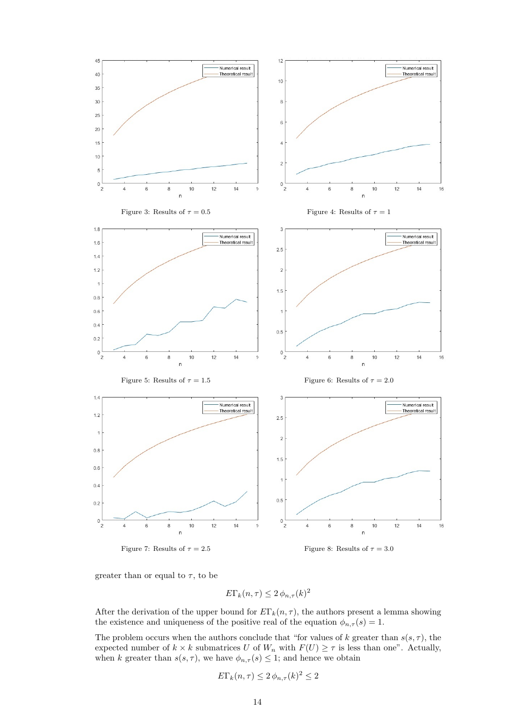Figure 3: Results of $\tau = 0.5$

Figure 4: Results of $\tau = 1$

Figure 5: Results of $\tau = 1.5$

Figure 6: Results of $\tau = 2.0$

Figure 7: Results of $\tau = 2.5$

Figure 8: Results of $\tau = 3.0$

greater than or equal to $\tau$, to be

$$E\Gamma_k(n, \tau) \leq 2\, \phi_{n,\tau}(k)^2$$

After the derivation of the upper bound for $E\Gamma_k(n, \tau)$, the authors present a lemma showing the existence and uniqueness of the positive real of the equation $\phi_{n,\tau}(s) = 1$.

The problem occurs when the authors conclude that "for values of $k$ greater than $s(s, \tau)$, the expected number of $k \times k$ submatrices $U$ of $W_n$ with $F(U) \geq \tau$ is less than one". Actually, when $k$ greater than $s(s, \tau)$, we have $\phi_{n,\tau}(s) \leq 1$; and hence we obtain

$$E\Gamma_k(n, \tau) \leq 2\, \phi_{n,\tau}(k)^2 \leq 2$$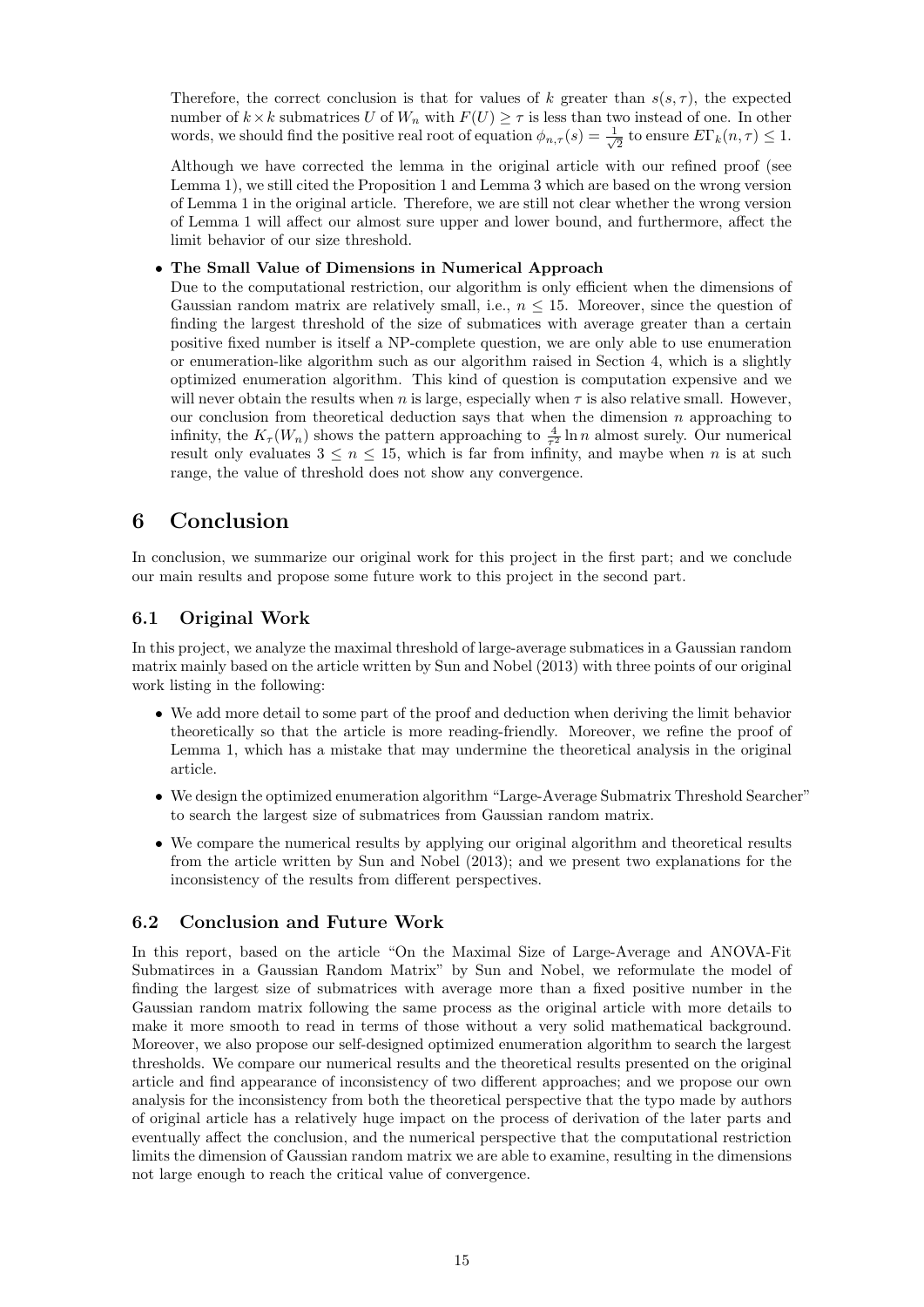Therefore, the correct conclusion is that for values of $k$ greater than $s(s, \tau)$, the expected number of $k \times k$ submatrices $U$ of $W_n$ with $F(U) \geq \tau$ is less than two instead of one. In other words, we should find the positive real root of equation $\phi_{n,\tau}(s) = \frac{1}{\sqrt{2}}$ to ensure $E\Gamma_k(n, \tau) \leq 1$.

Although we have corrected the lemma in the original article with our refined proof (see Lemma 1), we still cited the Proposition 1 and Lemma 3 which are based on the wrong version of Lemma 1 in the original article. Therefore, we are still not clear whether the wrong version of Lemma 1 will affect our almost sure upper and lower bound, and furthermore, affect the limit behavior of our size threshold.

- **The Small Value of Dimensions in Numerical Approach**
  Due to the computational restriction, our algorithm is only efficient when the dimensions of Gaussian random matrix are relatively small, i.e., $n \leq 15$. Moreover, since the question of finding the largest threshold of the size of submatices with average greater than a certain positive fixed number is itself a NP-complete question, we are only able to use enumeration or enumeration-like algorithm such as our algorithm raised in Section 4, which is a slightly optimized enumeration algorithm. This kind of question is computation expensive and we will never obtain the results when $n$ is large, especially when $\tau$ is also relative small. However, our conclusion from theoretical deduction says that when the dimension $n$ approaching to infinity, the $K_\tau(W_n)$ shows the pattern approaching to $\frac{4}{\tau^2} \ln n$ almost surely. Our numerical result only evaluates $3 \leq n \leq 15$, which is far from infinity, and maybe when $n$ is at such range, the value of threshold does not show any convergence.

# 6 Conclusion

In conclusion, we summarize our original work for this project in the first part; and we conclude our main results and propose some future work to this project in the second part.

## 6.1 Original Work

In this project, we analyze the maximal threshold of large-average submatices in a Gaussian random matrix mainly based on the article written by Sun and Nobel (2013) with three points of our original work listing in the following:

- We add more detail to some part of the proof and deduction when deriving the limit behavior theoretically so that the article is more reading-friendly. Moreover, we refine the proof of Lemma 1, which has a mistake that may undermine the theoretical analysis in the original article.
- We design the optimized enumeration algorithm "Large-Average Submatrix Threshold Searcher" to search the largest size of submatrices from Gaussian random matrix.
- We compare the numerical results by applying our original algorithm and theoretical results from the article written by Sun and Nobel (2013); and we present two explanations for the inconsistency of the results from different perspectives.

## 6.2 Conclusion and Future Work

In this report, based on the article "On the Maximal Size of Large-Average and ANOVA-Fit Submatirces in a Gaussian Random Matrix" by Sun and Nobel, we reformulate the model of finding the largest size of submatrices with average more than a fixed positive number in the Gaussian random matrix following the same process as the original article with more details to make it more smooth to read in terms of those without a very solid mathematical background. Moreover, we also propose our self-designed optimized enumeration algorithm to search the largest thresholds. We compare our numerical results and the theoretical results presented on the original article and find appearance of inconsistency of two different approaches; and we propose our own analysis for the inconsistency from both the theoretical perspective that the typo made by authors of original article has a relatively huge impact on the process of derivation of the later parts and eventually affect the conclusion, and the numerical perspective that the computational restriction limits the dimension of Gaussian random matrix we are able to examine, resulting in the dimensions not large enough to reach the critical value of convergence.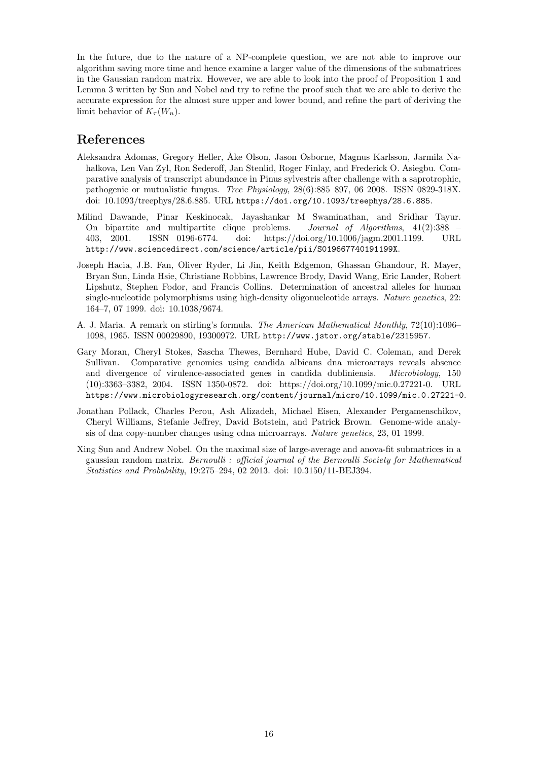In the future, due to the nature of a NP-complete question, we are not able to improve our algorithm saving more time and hence examine a larger value of the dimensions of the submatrices in the Gaussian random matrix. However, we are able to look into the proof of Proposition 1 and Lemma 3 written by Sun and Nobel and try to refine the proof such that we are able to derive the accurate expression for the almost sure upper and lower bound, and refine the part of deriving the limit behavior of $K_\tau(W_n)$.

## References

Aleksandra Adomas, Gregory Heller, Åke Olson, Jason Osborne, Magnus Karlsson, Jarmila Nahalkova, Len Van Zyl, Ron Sederoff, Jan Stenlid, Roger Finlay, and Frederick O. Asiegbu. Comparative analysis of transcript abundance in Pinus sylvestris after challenge with a saprotrophic, pathogenic or mutualistic fungus. *Tree Physiology*, 28(6):885–897, 06 2008. ISSN 0829-318X. doi: 10.1093/treephys/28.6.885. URL https://doi.org/10.1093/treephys/28.6.885.

Milind Dawande, Pinar Keskinocak, Jayashankar M Swaminathan, and Sridhar Tayur. On bipartite and multipartite clique problems. *Journal of Algorithms*, 41(2):388 – 403, 2001. ISSN 0196-6774. doi: https://doi.org/10.1006/jagm.2001.1199. URL http://www.sciencedirect.com/science/article/pii/S019667740191199X.

Joseph Hacia, J.B. Fan, Oliver Ryder, Li Jin, Keith Edgemon, Ghassan Ghandour, R. Mayer, Bryan Sun, Linda Hsie, Christiane Robbins, Lawrence Brody, David Wang, Eric Lander, Robert Lipshutz, Stephen Fodor, and Francis Collins. Determination of ancestral alleles for human single-nucleotide polymorphisms using high-density oligonucleotide arrays. *Nature genetics*, 22: 164–7, 07 1999. doi: 10.1038/9674.

A. J. Maria. A remark on stirling's formula. *The American Mathematical Monthly*, 72(10):1096–1098, 1965. ISSN 00029890, 19300972. URL http://www.jstor.org/stable/2315957.

Gary Moran, Cheryl Stokes, Sascha Thewes, Bernhard Hube, David C. Coleman, and Derek Sullivan. Comparative genomics using candida albicans dna microarrays reveals absence and divergence of virulence-associated genes in candida dubliniensis. *Microbiology*, 150 (10):3363–3382, 2004. ISSN 1350-0872. doi: https://doi.org/10.1099/mic.0.27221-0. URL https://www.microbiologyresearch.org/content/journal/micro/10.1099/mic.0.27221-0.

Jonathan Pollack, Charles Perou, Ash Alizadeh, Michael Eisen, Alexander Pergamenschikov, Cheryl Williams, Stefanie Jeffrey, David Botstein, and Patrick Brown. Genome-wide anaiysis of dna copy-number changes using cdna microarrays. *Nature genetics*, 23, 01 1999.

Xing Sun and Andrew Nobel. On the maximal size of large-average and anova-fit submatrices in a gaussian random matrix. *Bernoulli : official journal of the Bernoulli Society for Mathematical Statistics and Probability*, 19:275–294, 02 2013. doi: 10.3150/11-BEJ394.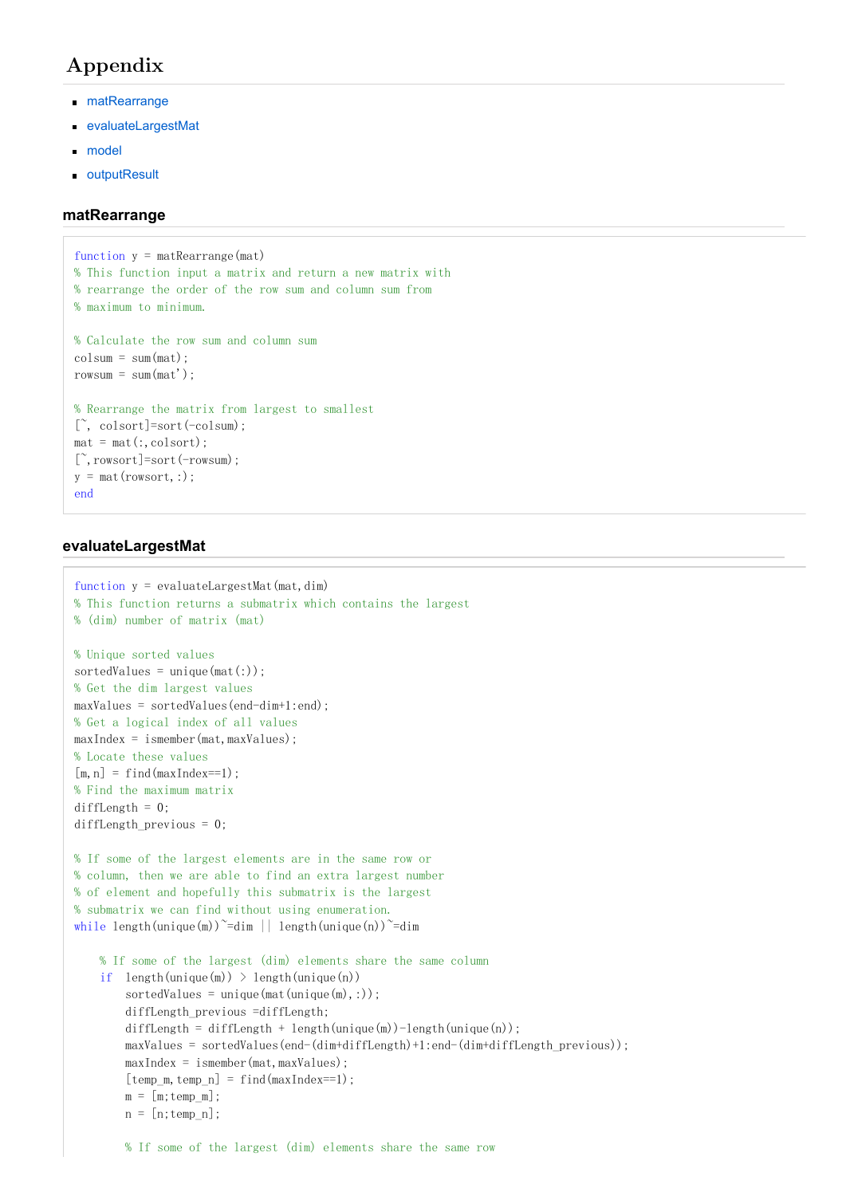# Appendix

- matRearrange
- evaluateLargestMat
- model
- outputResult

## matRearrange

```
function y = matRearrange(mat)
% This function input a matrix and return a new matrix with
% rearrange the order of the row sum and column sum from
% maximum to minimum.

% Calculate the row sum and column sum
colsum = sum(mat);
rowsum = sum(mat');

% Rearrange the matrix from largest to smallest
[~, colsort]=sort(-colsum);
mat = mat(:,colsort);
[~,rowsort]=sort(-rowsum);
y = mat(rowsort,:);
end
```

## evaluateLargestMat

```
function y = evaluateLargestMat(mat,dim)
% This function returns a submatrix which contains the largest
% (dim) number of matrix (mat)

% Unique sorted values
sortedValues = unique(mat(:));
% Get the dim largest values
maxValues = sortedValues(end-dim+1:end);
% Get a logical index of all values
maxIndex = ismember(mat,maxValues);
% Locate these values
[m,n] = find(maxIndex==1);
% Find the maximum matrix
diffLength = 0;
diffLength_previous = 0;

% If some of the largest elements are in the same row or
% column, then we are able to find an extra largest number
% of element and hopefully this submatrix is the largest
% submatrix we can find without using enumeration.
while length(unique(m))~=dim || length(unique(n))~=dim

    % If some of the largest (dim) elements share the same column
    if  length(unique(m)) > length(unique(n))
        sortedValues = unique(mat(unique(m),:));
        diffLength_previous =diffLength;
        diffLength = diffLength + length(unique(m))-length(unique(n));
        maxValues = sortedValues(end-(dim+diffLength)+1:end-(dim+diffLength_previous));
        maxIndex = ismember(mat,maxValues);
        [temp_m,temp_n] = find(maxIndex==1);
        m = [m;temp_m];
        n = [n;temp_n];

        % If some of the largest (dim) elements share the same row
```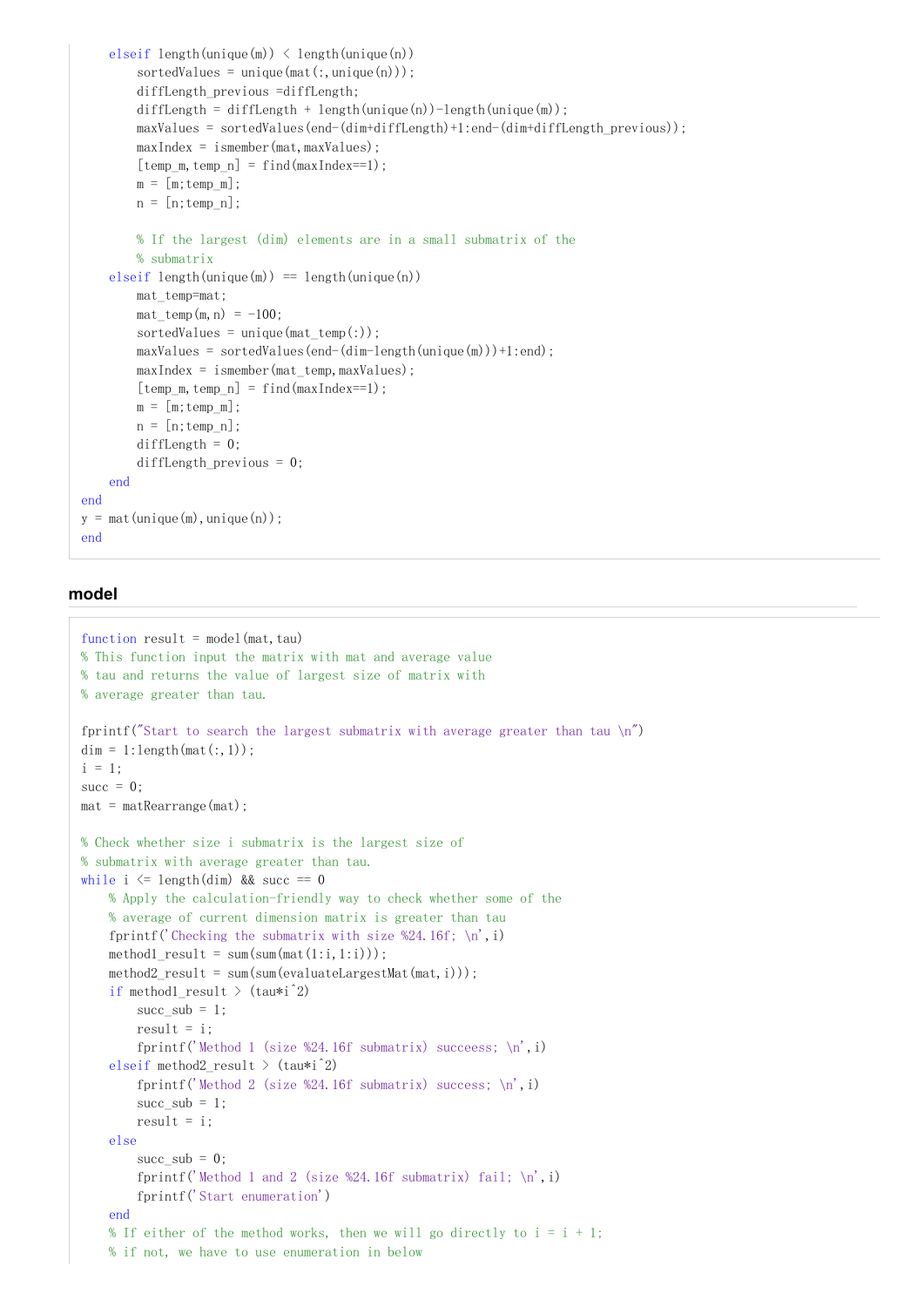```
    elseif length(unique(m)) < length(unique(n))
        sortedValues = unique(mat(:,unique(n)));
        diffLength_previous =diffLength;
        diffLength = diffLength + length(unique(n))-length(unique(m));
        maxValues = sortedValues(end-(dim+diffLength)+1:end-(dim+diffLength_previous));
        maxIndex = ismember(mat,maxValues);
        [temp_m,temp_n] = find(maxIndex==1);
        m = [m;temp_m];
        n = [n;temp_n];

        % If the largest (dim) elements are in a small submatrix of the
        % submatrix
    elseif length(unique(m)) == length(unique(n))
        mat_temp=mat;
        mat_temp(m,n) = -100;
        sortedValues = unique(mat_temp(:));
        maxValues = sortedValues(end-(dim-length(unique(m)))+1:end);
        maxIndex = ismember(mat_temp,maxValues);
        [temp_m,temp_n] = find(maxIndex==1);
        m = [m;temp_m];
        n = [n;temp_n];
        diffLength = 0;
        diffLength_previous = 0;
    end
end
y = mat(unique(m),unique(n));
end
```

## model

```
function result = model(mat,tau)
% This function input the matrix with mat and average value
% tau and returns the value of largest size of matrix with
% average greater than tau.

fprintf("Start to search the largest submatrix with average greater than tau \n")
dim = 1:length(mat(:,1));
i = 1;
succ = 0;
mat = matRearrange(mat);

% Check whether size i submatrix is the largest size of
% submatrix with average greater than tau.
while i <= length(dim) && succ == 0
    % Apply the calculation-friendly way to check whether some of the
    % average of current dimension matrix is greater than tau
    fprintf('Checking the submatrix with size %24.16f; \n',i)
    method1_result = sum(sum(mat(1:i,1:i)));
    method2_result = sum(sum(evaluateLargestMat(mat,i)));
    if method1_result > (tau*i^2)
        succ_sub = 1;
        result = i;
        fprintf('Method 1 (size %24.16f submatrix) succeess; \n',i)
    elseif method2_result > (tau*i^2)
        fprintf('Method 2 (size %24.16f submatrix) success; \n',i)
        succ_sub = 1;
        result = i;
    else
        succ_sub = 0;
        fprintf('Method 1 and 2 (size %24.16f submatrix) fail; \n',i)
        fprintf('Start enumeration')
    end
    % If either of the method works, then we will go directly to i = i + 1;
    % if not, we have to use enumeration in below
```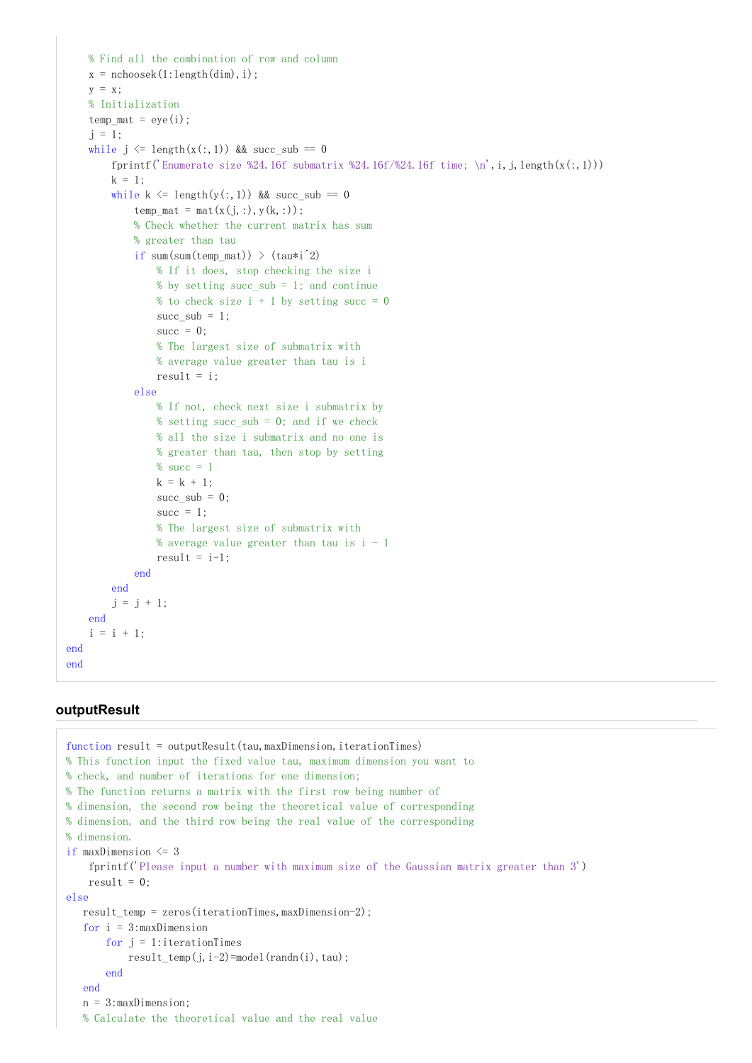```
    % Find all the combination of row and column
    x = nchoosek(1:length(dim),i);
    y = x;
    % Initialization
    temp_mat = eye(i);
    j = 1;
    while j <= length(x(:,1)) && succ_sub == 0
        fprintf('Enumerate size %24.16f submatrix %24.16f/%24.16f time; \n',i,j,length(x(:,1)))
        k = 1;
        while k <= length(y(:,1)) && succ_sub == 0
            temp_mat = mat(x(j,:),y(k,:));
            % Check whether the current matrix has sum
            % greater than tau
            if sum(sum(temp_mat)) > (tau*i^2)
                % If it does, stop checking the size i
                % by setting succ_sub = 1; and continue
                % to check size i + 1 by setting succ = 0
                succ_sub = 1;
                succ = 0;
                % The largest size of submatrix with
                % average value greater than tau is i
                result = i;
            else
                % If not, check next size i submatrix by
                % setting succ_sub = 0; and if we check
                % all the size i submatrix and no one is
                % greater than tau, then stop by setting
                % succ = 1
                k = k + 1;
                succ_sub = 0;
                succ = 1;
                % The largest size of submatrix with
                % average value greater than tau is i - 1
                result = i-1;
            end
        end
        j = j + 1;
    end
    i = i + 1;
end
end
```

## outputResult

```
function result = outputResult(tau,maxDimension,iterationTimes)
% This function input the fixed value tau, maximum dimension you want to
% check, and number of iterations for one dimension;
% The function returns a matrix with the first row being number of
% dimension, the second row being the theoretical value of corresponding
% dimension, and the third row being the real value of the corresponding
% dimension.
if maxDimension <= 3
    fprintf('Please input a number with maximum size of the Gaussian matrix greater than 3')
    result = 0;
else
   result_temp = zeros(iterationTimes,maxDimension-2);
   for i = 3:maxDimension
       for j = 1:iterationTimes
           result_temp(j,i-2)=model(randn(i),tau);
       end
   end
   n = 3:maxDimension;
   % Calculate the theoretical value and the real value
```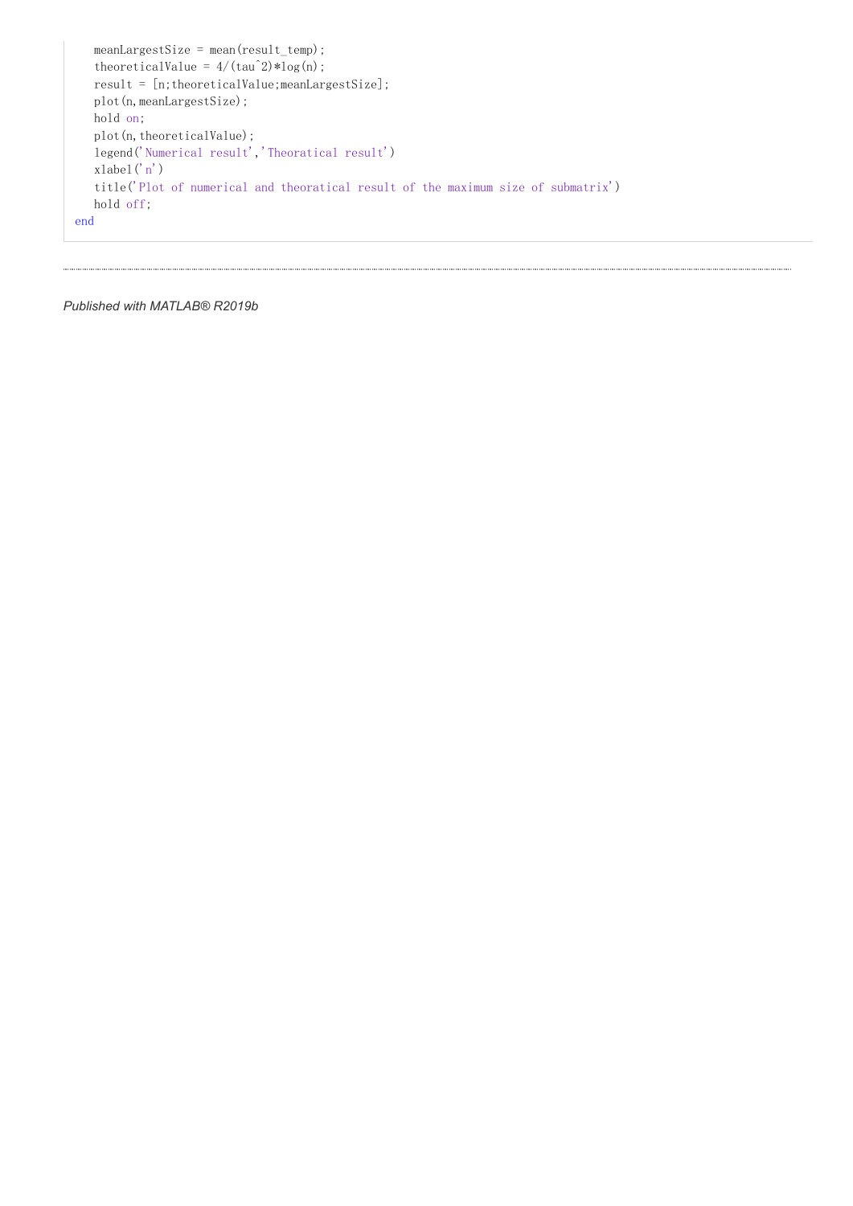```
    meanLargestSize = mean(result_temp);
    theoreticalValue = 4/(tau^2)*log(n);
    result = [n;theoreticalValue;meanLargestSize];
    plot(n,meanLargestSize);
    hold on;
    plot(n,theoreticalValue);
    legend('Numerical result','Theoratical result')
    xlabel('n')
    title('Plot of numerical and theoratical result of the maximum size of submatrix')
    hold off;
end
```

*Published with MATLAB® R2019b*